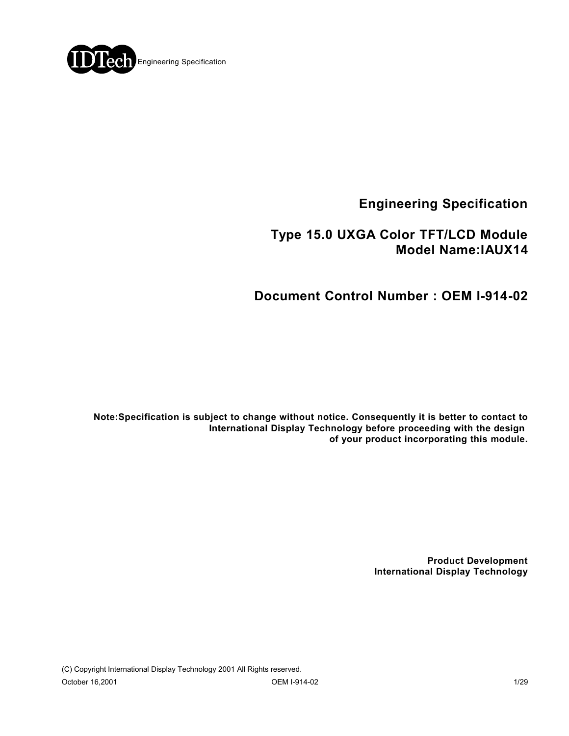# Engineering Specification

## Type 15.0 UXGA Color TFT/LCD Module
## Model Name:IAUX14

## Document Control Number : OEM I-914-02

**Note:Specification is subject to change without notice. Consequently it is better to contact to International Display Technology before proceeding with the design of your product incorporating this module.**

**Product Development**
**International Display Technology**

(C) Copyright International Display Technology 2001 All Rights reserved.

October 16,2001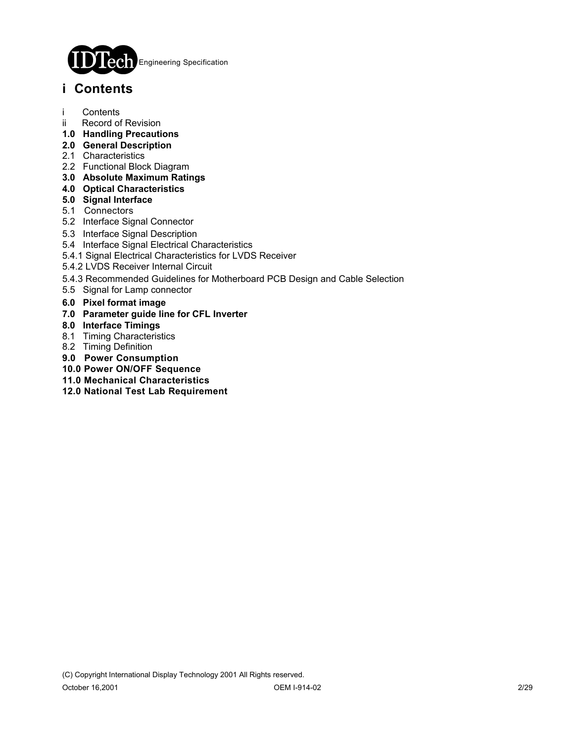# i Contents

i Contents
ii Record of Revision
**1.0 Handling Precautions**
**2.0 General Description**
2.1 Characteristics
2.2 Functional Block Diagram
**3.0 Absolute Maximum Ratings**
**4.0 Optical Characteristics**
**5.0 Signal Interface**
5.1 Connectors
5.2 Interface Signal Connector
5.3 Interface Signal Description
5.4 Interface Signal Electrical Characteristics
5.4.1 Signal Electrical Characteristics for LVDS Receiver
5.4.2 LVDS Receiver Internal Circuit
5.4.3 Recommended Guidelines for Motherboard PCB Design and Cable Selection
5.5 Signal for Lamp connector
**6.0 Pixel format image**
**7.0 Parameter guide line for CFL Inverter**
**8.0 Interface Timings**
8.1 Timing Characteristics
8.2 Timing Definition
**9.0 Power Consumption**
**10.0 Power ON/OFF Sequence**
**11.0 Mechanical Characteristics**
**12.0 National Test Lab Requirement**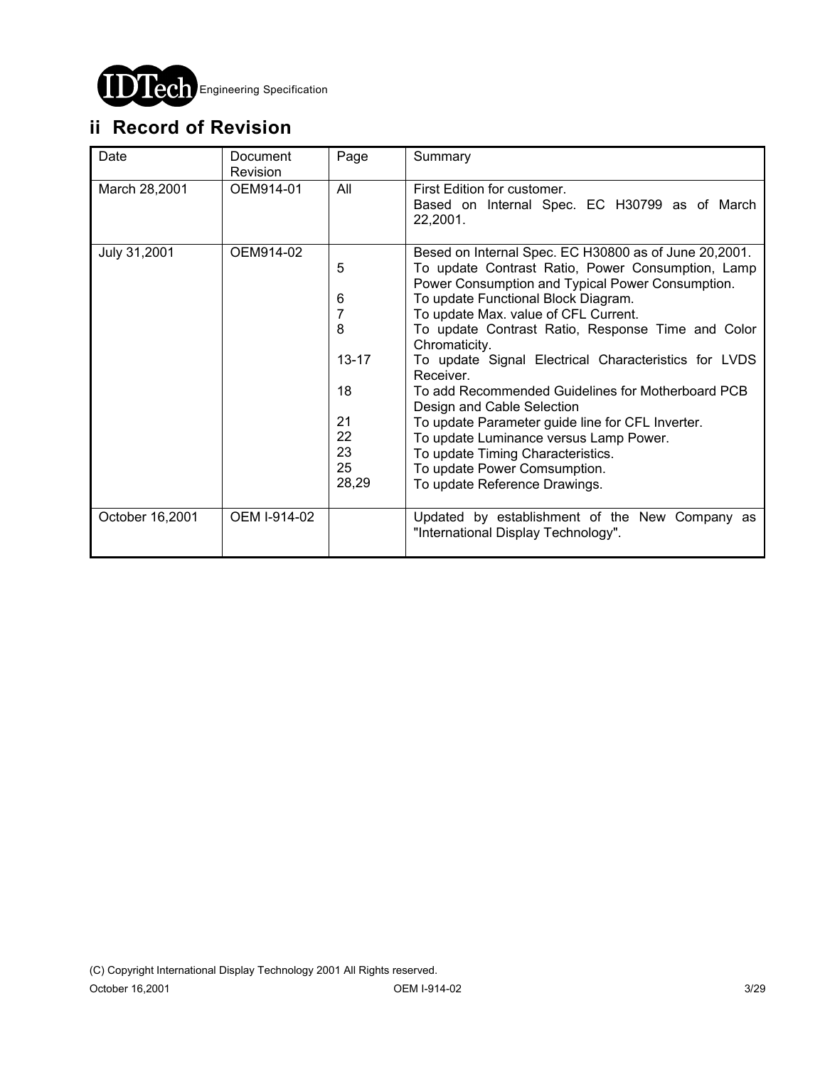## ii Record of Revision

| Date | Document Revision | Page | Summary |
|---|---|---|---|
| March 28,2001 | OEM914-01 | All | First Edition for customer.<br>Based on Internal Spec. EC H30799 as of March 22,2001. |
| July 31,2001 | OEM914-02 | | Besed on Internal Spec. EC H30800 as of June 20,2001. |
| | | 5 | To update Contrast Ratio, Power Consumption, Lamp Power Consumption and Typical Power Consumption. |
| | | 6 | To update Functional Block Diagram. |
| | | 7 | To update Max. value of CFL Current. |
| | | 8 | To update Contrast Ratio, Response Time and Color Chromaticity. |
| | | 13-17 | To update Signal Electrical Characteristics for LVDS Receiver. |
| | | 18 | To add Recommended Guidelines for Motherboard PCB Design and Cable Selection |
| | | 21 | To update Parameter guide line for CFL Inverter. |
| | | 22 | To update Luminance versus Lamp Power. |
| | | 23 | To update Timing Characteristics. |
| | | 25 | To update Power Comsumption. |
| | | 28,29 | To update Reference Drawings. |
| October 16,2001 | OEM I-914-02 | | Updated by establishment of the New Company as "International Display Technology". |

(C) Copyright International Display Technology 2001 All Rights reserved.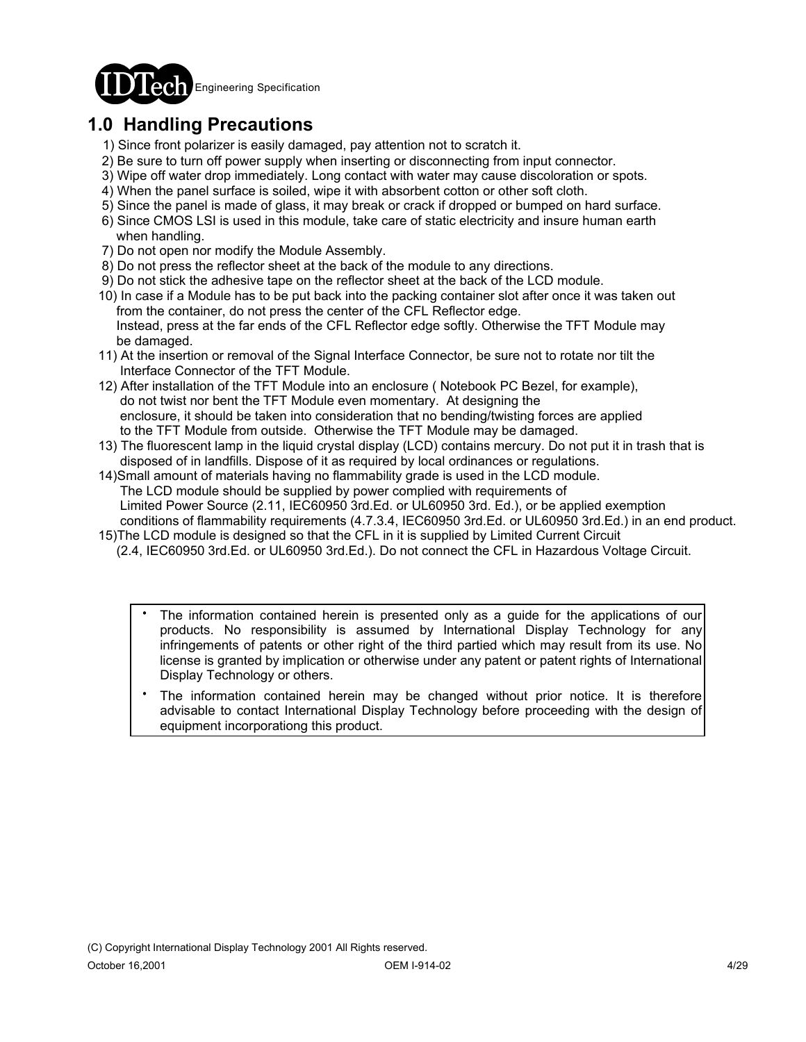## 1.0 Handling Precautions

1) Since front polarizer is easily damaged, pay attention not to scratch it.
2) Be sure to turn off power supply when inserting or disconnecting from input connector.
3) Wipe off water drop immediately. Long contact with water may cause discoloration or spots.
4) When the panel surface is soiled, wipe it with absorbent cotton or other soft cloth.
5) Since the panel is made of glass, it may break or crack if dropped or bumped on hard surface.
6) Since CMOS LSI is used in this module, take care of static electricity and insure human earth when handling.
7) Do not open nor modify the Module Assembly.
8) Do not press the reflector sheet at the back of the module to any directions.
9) Do not stick the adhesive tape on the reflector sheet at the back of the LCD module.
10) In case if a Module has to be put back into the packing container slot after once it was taken out from the container, do not press the center of the CFL Reflector edge. Instead, press at the far ends of the CFL Reflector edge softly. Otherwise the TFT Module may be damaged.
11) At the insertion or removal of the Signal Interface Connector, be sure not to rotate nor tilt the Interface Connector of the TFT Module.
12) After installation of the TFT Module into an enclosure ( Notebook PC Bezel, for example), do not twist nor bent the TFT Module even momentary. At designing the enclosure, it should be taken into consideration that no bending/twisting forces are applied to the TFT Module from outside. Otherwise the TFT Module may be damaged.
13) The fluorescent lamp in the liquid crystal display (LCD) contains mercury. Do not put it in trash that is disposed of in landfills. Dispose of it as required by local ordinances or regulations.
14) Small amount of materials having no flammability grade is used in the LCD module. The LCD module should be supplied by power complied with requirements of Limited Power Source (2.11, IEC60950 3rd.Ed. or UL60950 3rd. Ed.), or be applied exemption conditions of flammability requirements (4.7.3.4, IEC60950 3rd.Ed. or UL60950 3rd.Ed.) in an end product.
15) The LCD module is designed so that the CFL in it is supplied by Limited Current Circuit (2.4, IEC60950 3rd.Ed. or UL60950 3rd.Ed.). Do not connect the CFL in Hazardous Voltage Circuit.

- The information contained herein is presented only as a guide for the applications of our products. No responsibility is assumed by International Display Technology for any infringements of patents or other right of the third partied which may result from its use. No license is granted by implication or otherwise under any patent or patent rights of International Display Technology or others.
- The information contained herein may be changed without prior notice. It is therefore advisable to contact International Display Technology before proceeding with the design of equipment incorporationg this product.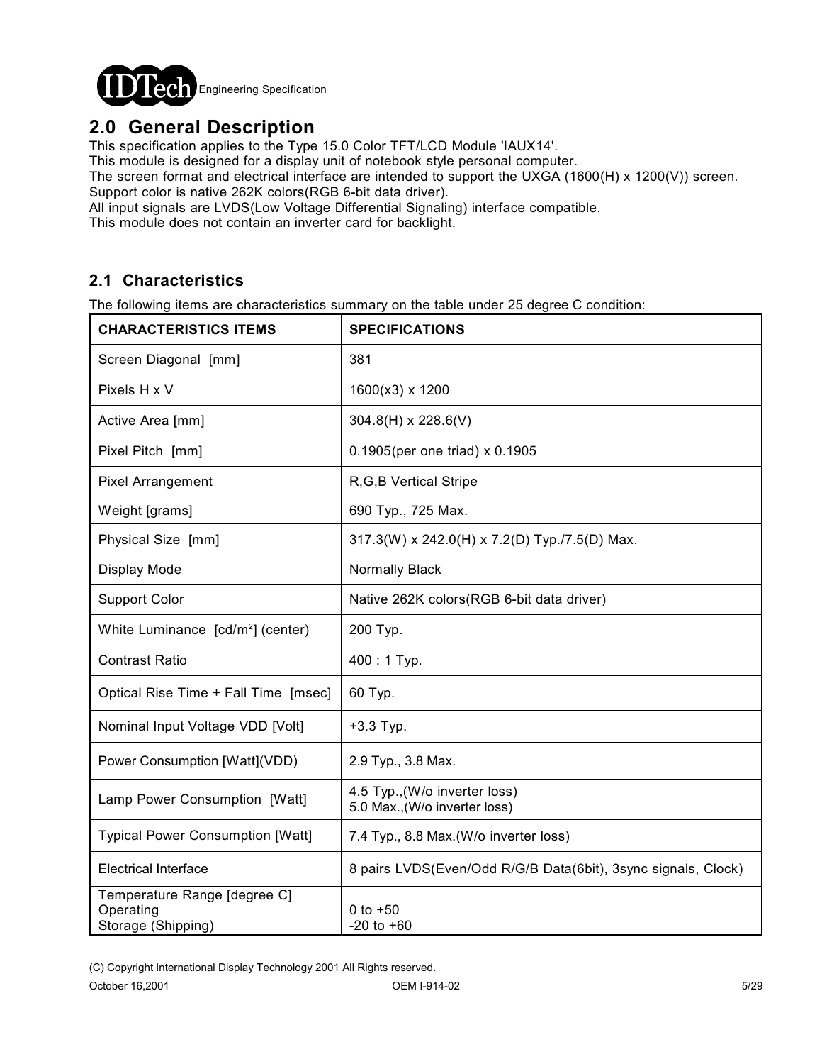## 2.0 General Description

This specification applies to the Type 15.0 Color TFT/LCD Module 'IAUX14'.
This module is designed for a display unit of notebook style personal computer.
The screen format and electrical interface are intended to support the UXGA (1600(H) x 1200(V)) screen.
Support color is native 262K colors(RGB 6-bit data driver).
All input signals are LVDS(Low Voltage Differential Signaling) interface compatible.
This module does not contain an inverter card for backlight.

### 2.1 Characteristics

The following items are characteristics summary on the table under 25 degree C condition:

| CHARACTERISTICS ITEMS | SPECIFICATIONS |
|---|---|
| Screen Diagonal [mm] | 381 |
| Pixels H x V | 1600(x3) x 1200 |
| Active Area [mm] | 304.8(H) x 228.6(V) |
| Pixel Pitch [mm] | 0.1905(per one triad) x 0.1905 |
| Pixel Arrangement | R,G,B Vertical Stripe |
| Weight [grams] | 690 Typ., 725 Max. |
| Physical Size [mm] | 317.3(W) x 242.0(H) x 7.2(D) Typ./7.5(D) Max. |
| Display Mode | Normally Black |
| Support Color | Native 262K colors(RGB 6-bit data driver) |
| White Luminance [cd/m$^2$] (center) | 200 Typ. |
| Contrast Ratio | 400 : 1 Typ. |
| Optical Rise Time + Fall Time [msec] | 60 Typ. |
| Nominal Input Voltage VDD [Volt] | +3.3 Typ. |
| Power Consumption [Watt](VDD) | 2.9 Typ., 3.8 Max. |
| Lamp Power Consumption [Watt] | 4.5 Typ.,(W/o inverter loss)<br>5.0 Max.,(W/o inverter loss) |
| Typical Power Consumption [Watt] | 7.4 Typ., 8.8 Max.(W/o inverter loss) |
| Electrical Interface | 8 pairs LVDS(Even/Odd R/G/B Data(6bit), 3sync signals, Clock) |
| Temperature Range [degree C]<br>Operating<br>Storage (Shipping) | <br>0 to +50<br>-20 to +60 |

(C) Copyright International Display Technology 2001 All Rights reserved.
October 16,2001 OEM I-914-02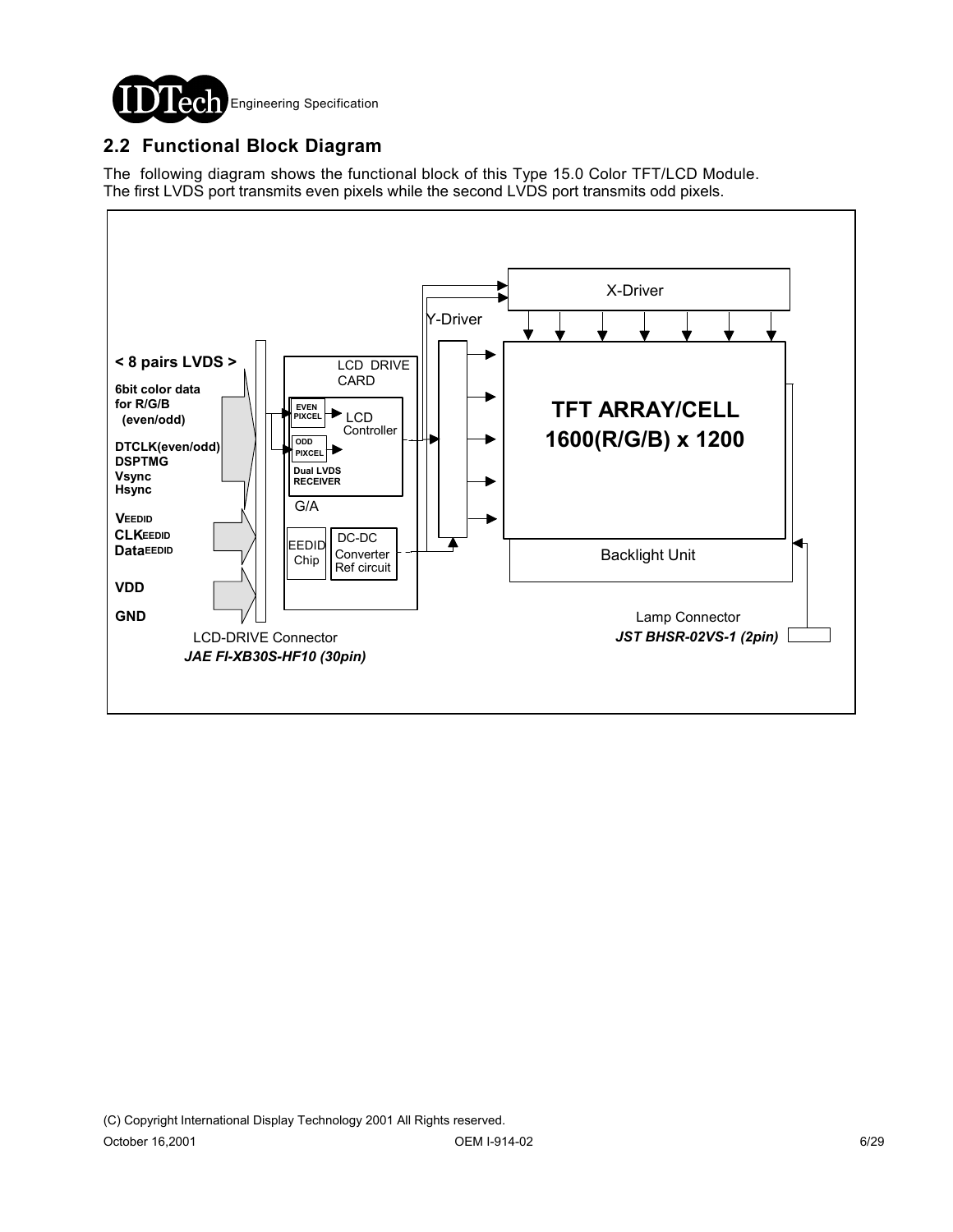## 2.2 Functional Block Diagram

The following diagram shows the functional block of this Type 15.0 Color TFT/LCD Module.
The first LVDS port transmits even pixels while the second LVDS port transmits odd pixels.

**< 8 pairs LVDS >**

**6bit color data for R/G/B (even/odd)**

**DTCLK(even/odd)**
**DSPTMG**
**Vsync**
**Hsync**

**$V_{EEDID}$**
**$CLK_{EEDID}$**
**$Data_{EEDID}$**

**VDD**

**GND**

LCD-DRIVE Connector
***JAE FI-XB30S-HF10 (30pin)***

LCD DRIVE CARD

EVEN PIXCEL

ODD PIXCEL

Dual LVDS RECEIVER

LCD Controller

G/A

EEDID Chip

DC-DC Converter Ref circuit

X-Driver

Y-Driver

**TFT ARRAY/CELL**
**1600(R/G/B) x 1200**

Backlight Unit

Lamp Connector
***JST BHSR-02VS-1 (2pin)***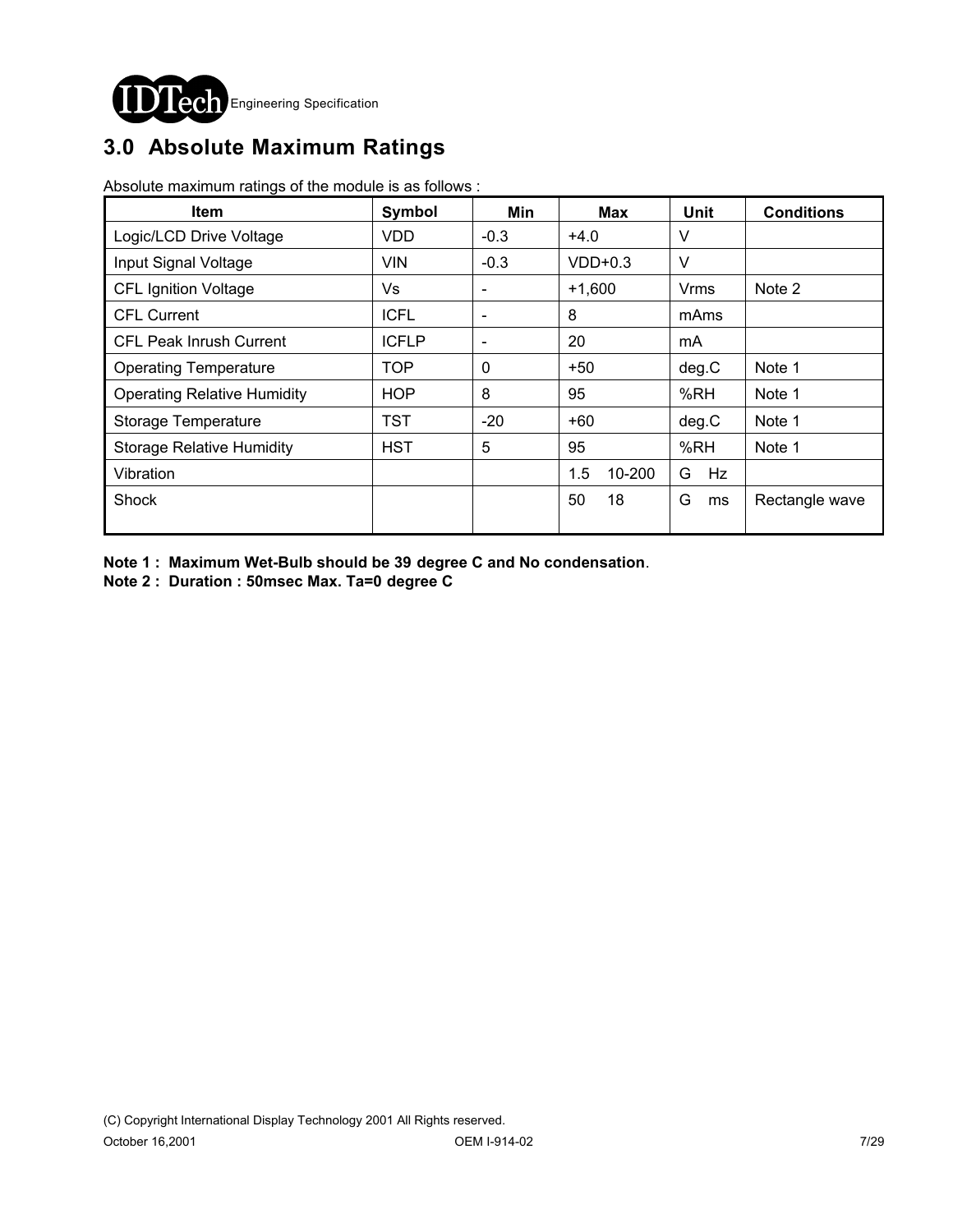## 3.0 Absolute Maximum Ratings

Absolute maximum ratings of the module is as follows :

| Item | Symbol | Min | Max | Unit | Conditions |
|---|---|---|---|---|---|
| Logic/LCD Drive Voltage | VDD | -0.3 | +4.0 | V | |
| Input Signal Voltage | VIN | -0.3 | VDD+0.3 | V | |
| CFL Ignition Voltage | Vs | - | +1,600 | Vrms | Note 2 |
| CFL Current | ICFL | - | 8 | mAms | |
| CFL Peak Inrush Current | ICFLP | - | 20 | mA | |
| Operating Temperature | TOP | 0 | +50 | deg.C | Note 1 |
| Operating Relative Humidity | HOP | 8 | 95 | %RH | Note 1 |
| Storage Temperature | TST | -20 | +60 | deg.C | Note 1 |
| Storage Relative Humidity | HST | 5 | 95 | %RH | Note 1 |
| Vibration | | | 1.5 10-200 | G Hz | |
| Shock | | | 50 18 | G ms | Rectangle wave |

**Note 1 : Maximum Wet-Bulb should be 39 degree C and No condensation**.

**Note 2 : Duration : 50msec Max. Ta=0 degree C**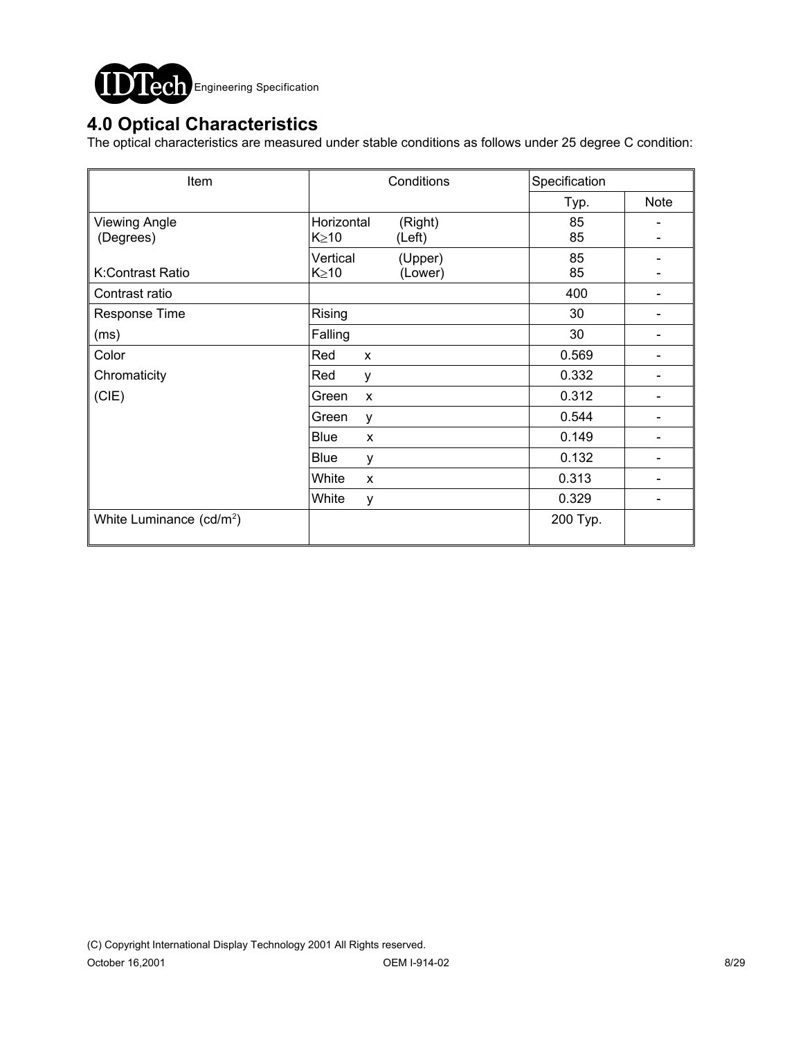## 4.0 Optical Characteristics

The optical characteristics are measured under stable conditions as follows under 25 degree C condition:

| Item | Conditions | Specification | |
|---|---|---|---|
| | | Typ. | Note |
| Viewing Angle (Degrees) | Horizontal (Right) $K \geq 10$ (Left) | 85<br>85 | -<br>- |
| K:Contrast Ratio | Vertical (Upper) $K \geq 10$ (Lower) | 85<br>85 | -<br>- |
| Contrast ratio | | 400 | - |
| Response Time | Rising | 30 | - |
| (ms) | Falling | 30 | - |
| Color | Red x | 0.569 | - |
| Chromaticity | Red y | 0.332 | - |
| (CIE) | Green x | 0.312 | - |
| | Green y | 0.544 | - |
| | Blue x | 0.149 | - |
| | Blue y | 0.132 | - |
| | White x | 0.313 | - |
| | White y | 0.329 | - |
| White Luminance ($cd/m^2$) | | 200 Typ. | |

(C) Copyright International Display Technology 2001 All Rights reserved.

October 16,2001 OEM I-914-02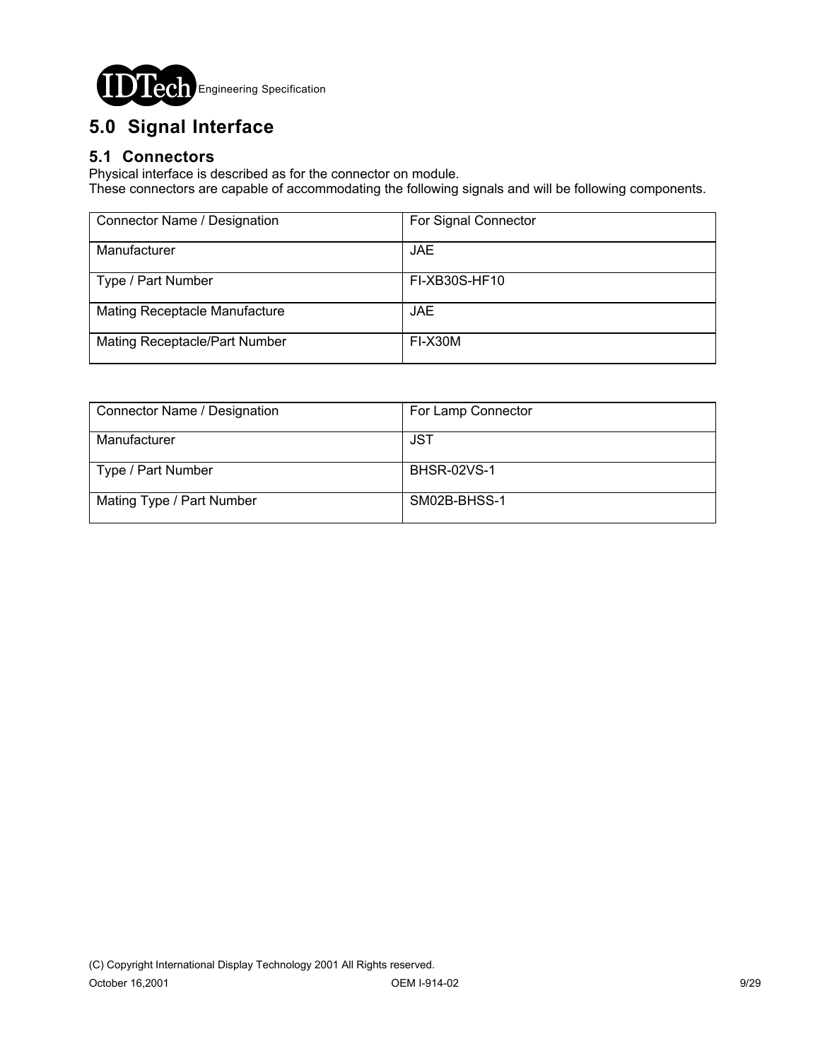# 5.0 Signal Interface

## 5.1 Connectors

Physical interface is described as for the connector on module.
These connectors are capable of accommodating the following signals and will be following components.

| Connector Name / Designation | For Signal Connector |
| --- | --- |
| Manufacturer | JAE |
| Type / Part Number | FI-XB30S-HF10 |
| Mating Receptacle Manufacture | JAE |
| Mating Receptacle/Part Number | FI-X30M |

| Connector Name / Designation | For Lamp Connector |
| --- | --- |
| Manufacturer | JST |
| Type / Part Number | BHSR-02VS-1 |
| Mating Type / Part Number | SM02B-BHSS-1 |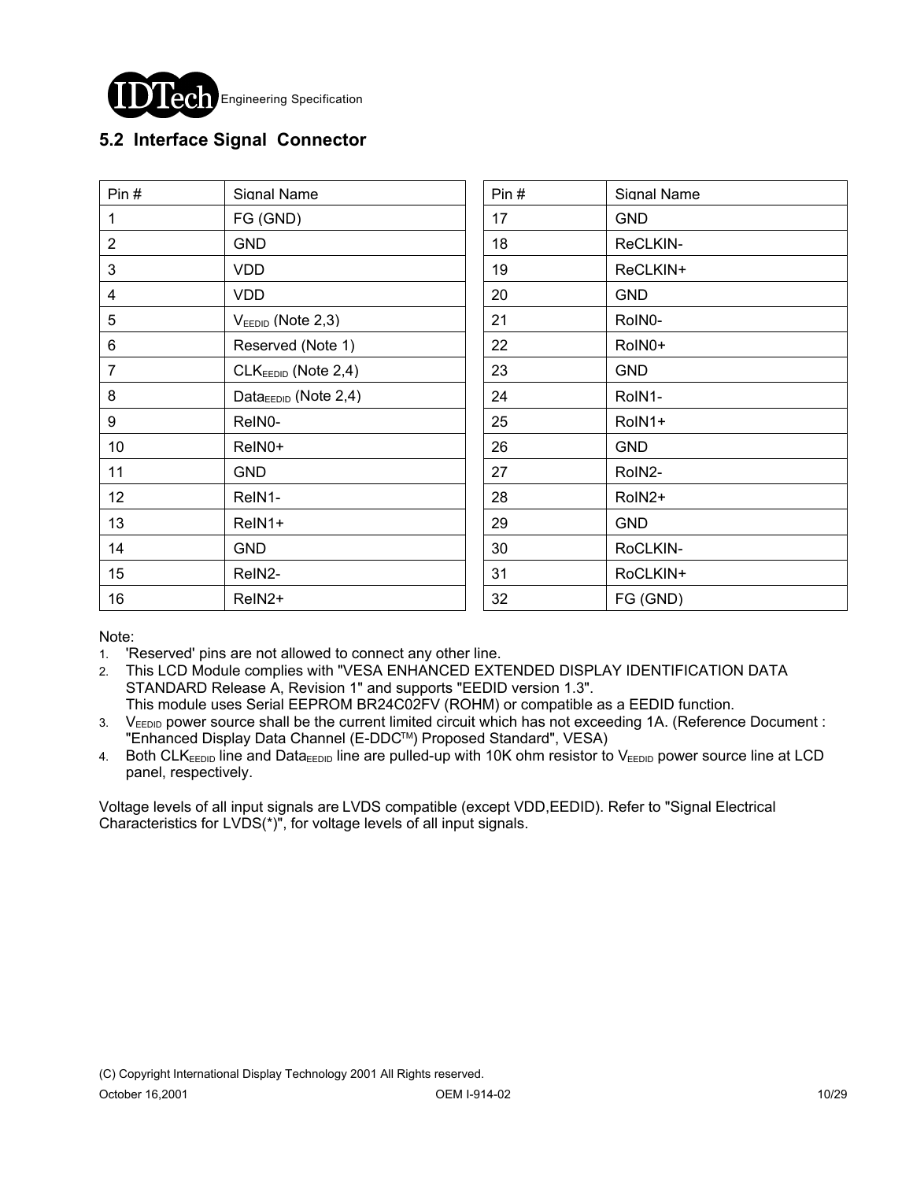## 5.2 Interface Signal Connector

| Pin # | Signal Name | Pin # | Signal Name |
|---|---|---|---|
| 1 | FG (GND) | 17 | GND |
| 2 | GND | 18 | ReCLKIN- |
| 3 | VDD | 19 | ReCLKIN+ |
| 4 | VDD | 20 | GND |
| 5 | $V_{EEDID}$ (Note 2,3) | 21 | RoIN0- |
| 6 | Reserved (Note 1) | 22 | RoIN0+ |
| 7 | $CLK_{EEDID}$ (Note 2,4) | 23 | GND |
| 8 | $Data_{EEDID}$ (Note 2,4) | 24 | RoIN1- |
| 9 | ReIN0- | 25 | RoIN1+ |
| 10 | ReIN0+ | 26 | GND |
| 11 | GND | 27 | RoIN2- |
| 12 | ReIN1- | 28 | RoIN2+ |
| 13 | ReIN1+ | 29 | GND |
| 14 | GND | 30 | RoCLKIN- |
| 15 | ReIN2- | 31 | RoCLKIN+ |
| 16 | ReIN2+ | 32 | FG (GND) |

Note:

1. 'Reserved' pins are not allowed to connect any other line.
2. This LCD Module complies with "VESA ENHANCED EXTENDED DISPLAY IDENTIFICATION DATA STANDARD Release A, Revision 1" and supports "EEDID version 1.3".
   This module uses Serial EEPROM BR24C02FV (ROHM) or compatible as a EEDID function.
3. $V_{EEDID}$ power source shall be the current limited circuit which has not exceeding 1A. (Reference Document : "Enhanced Display Data Channel (E-DDC™) Proposed Standard", VESA)
4. Both $CLK_{EEDID}$ line and $Data_{EEDID}$ line are pulled-up with 10K ohm resistor to $V_{EEDID}$ power source line at LCD panel, respectively.

Voltage levels of all input signals are LVDS compatible (except VDD,EEDID). Refer to "Signal Electrical Characteristics for LVDS(*)", for voltage levels of all input signals.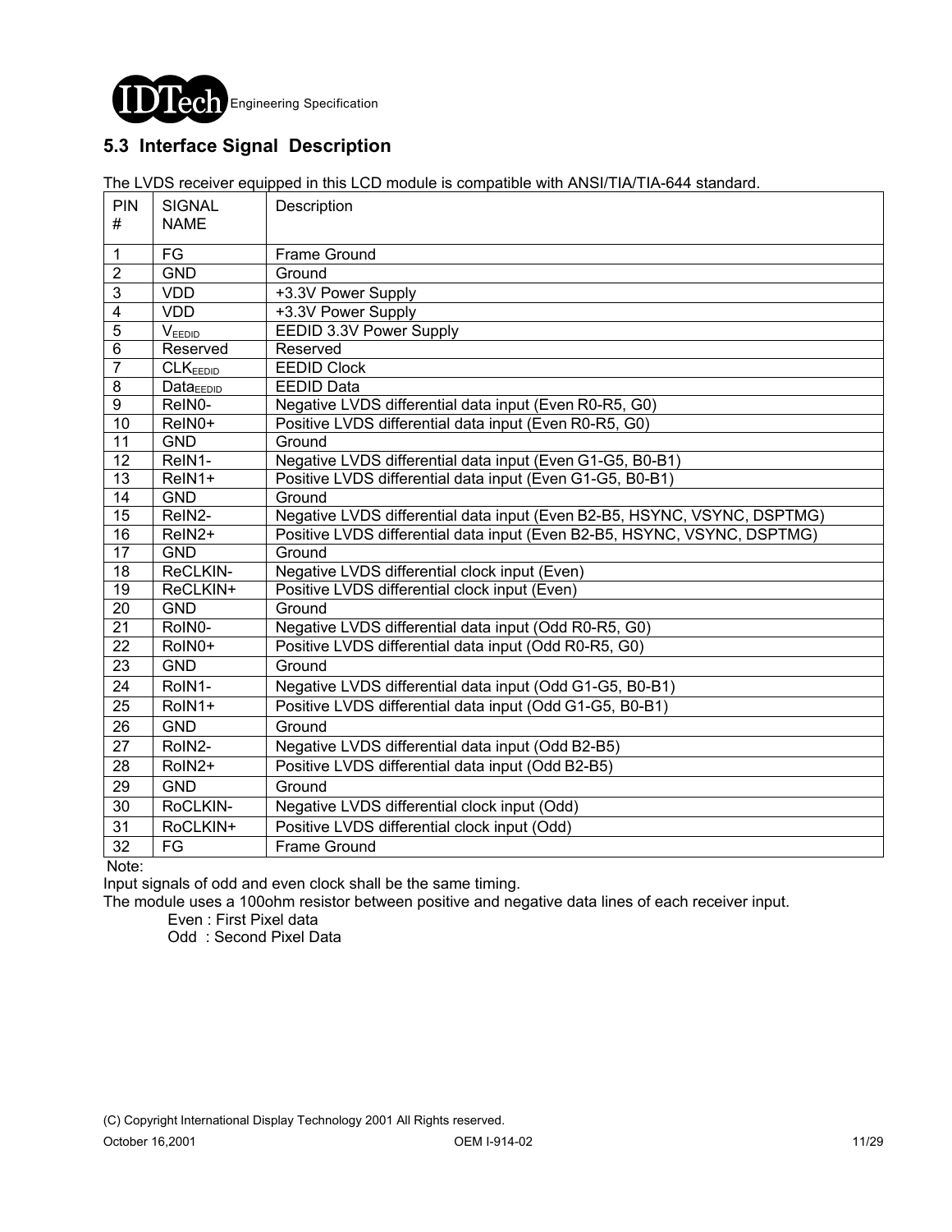## 5.3 Interface Signal Description

The LVDS receiver equipped in this LCD module is compatible with ANSI/TIA/TIA-644 standard.

| PIN # | SIGNAL NAME | Description |
|---|---|---|
| 1 | FG | Frame Ground |
| 2 | GND | Ground |
| 3 | VDD | +3.3V Power Supply |
| 4 | VDD | +3.3V Power Supply |
| 5 | $V_{EEDID}$ | EEDID 3.3V Power Supply |
| 6 | Reserved | Reserved |
| 7 | $CLK_{EEDID}$ | EEDID Clock |
| 8 | $Data_{EEDID}$ | EEDID Data |
| 9 | ReIN0- | Negative LVDS differential data input (Even R0-R5, G0) |
| 10 | ReIN0+ | Positive LVDS differential data input (Even R0-R5, G0) |
| 11 | GND | Ground |
| 12 | ReIN1- | Negative LVDS differential data input (Even G1-G5, B0-B1) |
| 13 | ReIN1+ | Positive LVDS differential data input (Even G1-G5, B0-B1) |
| 14 | GND | Ground |
| 15 | ReIN2- | Negative LVDS differential data input (Even B2-B5, HSYNC, VSYNC, DSPTMG) |
| 16 | ReIN2+ | Positive LVDS differential data input (Even B2-B5, HSYNC, VSYNC, DSPTMG) |
| 17 | GND | Ground |
| 18 | ReCLKIN- | Negative LVDS differential clock input (Even) |
| 19 | ReCLKIN+ | Positive LVDS differential clock input (Even) |
| 20 | GND | Ground |
| 21 | RoIN0- | Negative LVDS differential data input (Odd R0-R5, G0) |
| 22 | RoIN0+ | Positive LVDS differential data input (Odd R0-R5, G0) |
| 23 | GND | Ground |
| 24 | RoIN1- | Negative LVDS differential data input (Odd G1-G5, B0-B1) |
| 25 | RoIN1+ | Positive LVDS differential data input (Odd G1-G5, B0-B1) |
| 26 | GND | Ground |
| 27 | RoIN2- | Negative LVDS differential data input (Odd B2-B5) |
| 28 | RoIN2+ | Positive LVDS differential data input (Odd B2-B5) |
| 29 | GND | Ground |
| 30 | RoCLKIN- | Negative LVDS differential clock input (Odd) |
| 31 | RoCLKIN+ | Positive LVDS differential clock input (Odd) |
| 32 | FG | Frame Ground |

Note:

Input signals of odd and even clock shall be the same timing.

The module uses a 100ohm resistor between positive and negative data lines of each receiver input.

Even : First Pixel data

Odd : Second Pixel Data

(C) Copyright International Display Technology 2001 All Rights reserved.

October 16,2001 OEM I-914-02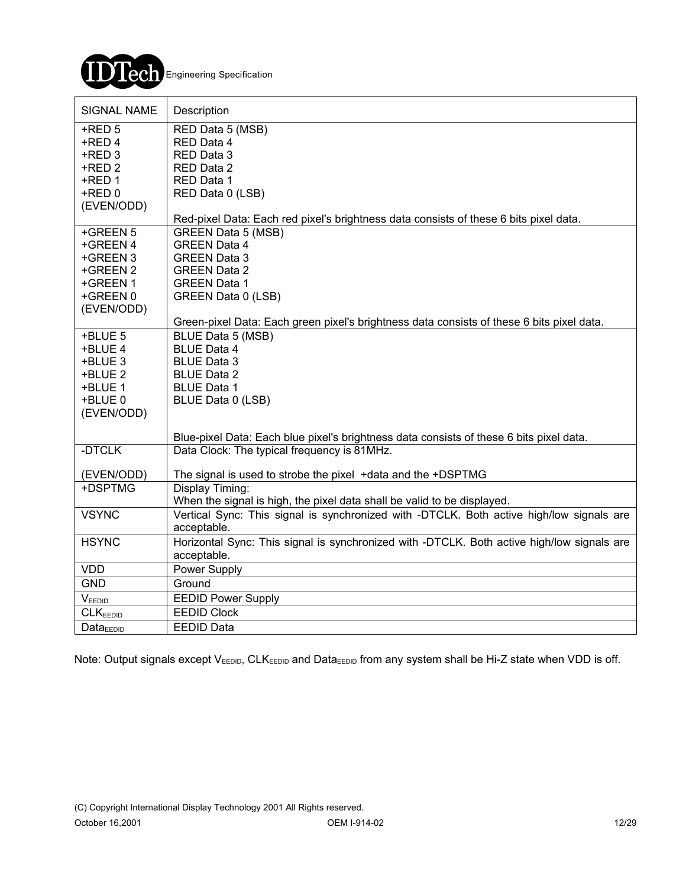| SIGNAL NAME | Description |
|---|---|
| +RED 5<br>+RED 4<br>+RED 3<br>+RED 2<br>+RED 1<br>+RED 0<br>(EVEN/ODD) | RED Data 5 (MSB)<br>RED Data 4<br>RED Data 3<br>RED Data 2<br>RED Data 1<br>RED Data 0 (LSB)<br><br>Red-pixel Data: Each red pixel's brightness data consists of these 6 bits pixel data. |
| +GREEN 5<br>+GREEN 4<br>+GREEN 3<br>+GREEN 2<br>+GREEN 1<br>+GREEN 0<br>(EVEN/ODD) | GREEN Data 5 (MSB)<br>GREEN Data 4<br>GREEN Data 3<br>GREEN Data 2<br>GREEN Data 1<br>GREEN Data 0 (LSB)<br><br>Green-pixel Data: Each green pixel's brightness data consists of these 6 bits pixel data. |
| +BLUE 5<br>+BLUE 4<br>+BLUE 3<br>+BLUE 2<br>+BLUE 1<br>+BLUE 0<br>(EVEN/ODD) | BLUE Data 5 (MSB)<br>BLUE Data 4<br>BLUE Data 3<br>BLUE Data 2<br>BLUE Data 1<br>BLUE Data 0 (LSB)<br><br>Blue-pixel Data: Each blue pixel's brightness data consists of these 6 bits pixel data. |
| -DTCLK<br><br>(EVEN/ODD) | Data Clock: The typical frequency is 81MHz.<br><br>The signal is used to strobe the pixel +data and the +DSPTMG |
| +DSPTMG | Display Timing:<br>When the signal is high, the pixel data shall be valid to be displayed. |
| VSYNC | Vertical Sync: This signal is synchronized with -DTCLK. Both active high/low signals are acceptable. |
| HSYNC | Horizontal Sync: This signal is synchronized with -DTCLK. Both active high/low signals are acceptable. |
| VDD | Power Supply |
| GND | Ground |
| $V_{EEDID}$ | EEDID Power Supply |
| $CLK_{EEDID}$ | EEDID Clock |
| $Data_{EEDID}$ | EEDID Data |

Note: Output signals except $V_{EEDID}$, $CLK_{EEDID}$ and $Data_{EEDID}$ from any system shall be Hi-Z state when VDD is off.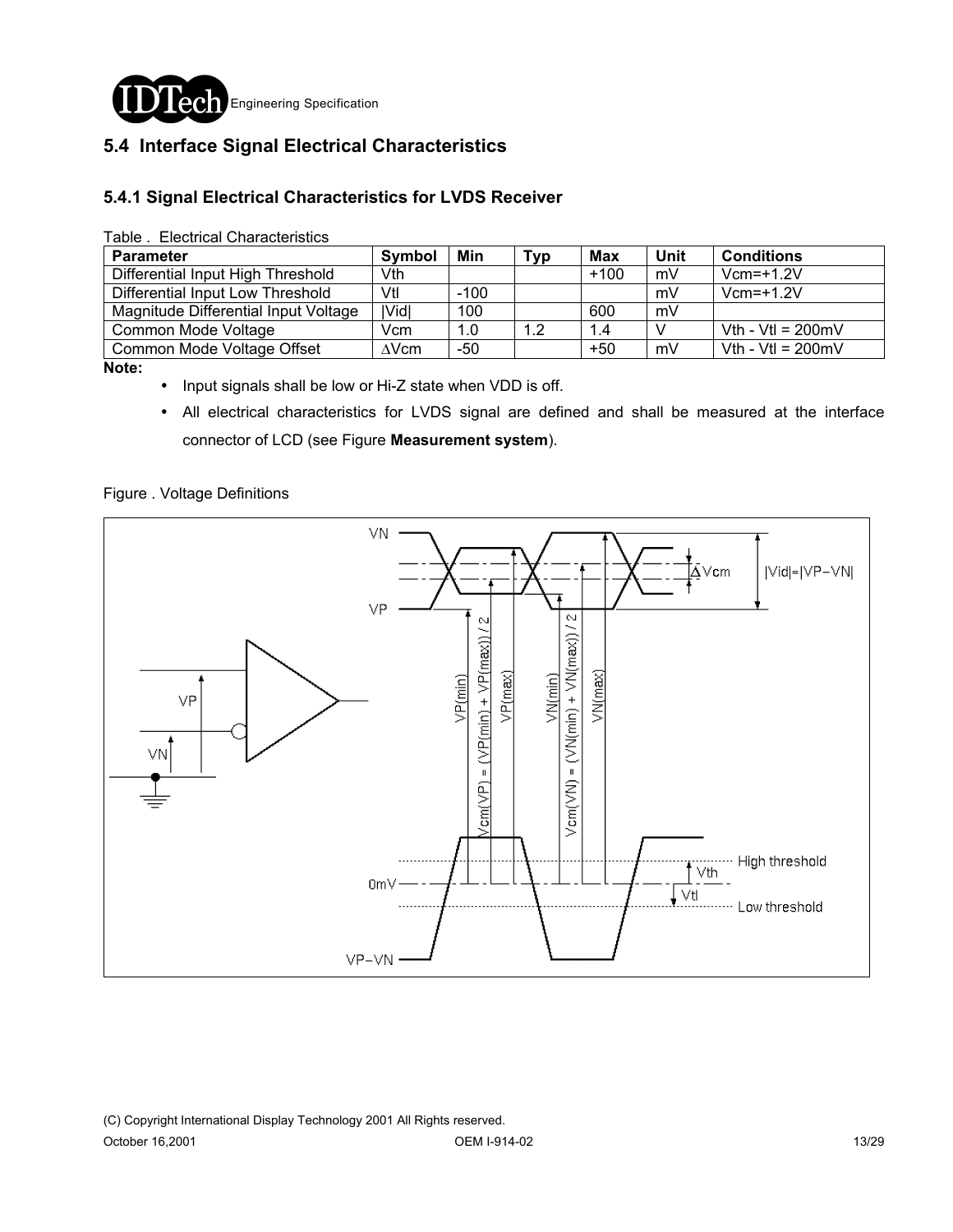## 5.4 Interface Signal Electrical Characteristics

### 5.4.1 Signal Electrical Characteristics for LVDS Receiver

Table . Electrical Characteristics

| Parameter | Symbol | Min | Typ | Max | Unit | Conditions |
|---|---|---|---|---|---|---|
| Differential Input High Threshold | Vth | | | +100 | mV | Vcm=+1.2V |
| Differential Input Low Threshold | Vtl | -100 | | | mV | Vcm=+1.2V |
| Magnitude Differential Input Voltage | \|Vid\| | 100 | | 600 | mV | |
| Common Mode Voltage | Vcm | 1.0 | 1.2 | 1.4 | V | Vth - Vtl = 200mV |
| Common Mode Voltage Offset | ∆Vcm | -50 | | +50 | mV | Vth - Vtl = 200mV |

**Note:**

- Input signals shall be low or Hi-Z state when VDD is off.
- All electrical characteristics for LVDS signal are defined and shall be measured at the interface connector of LCD (see Figure **Measurement system**).

Figure . Voltage Definitions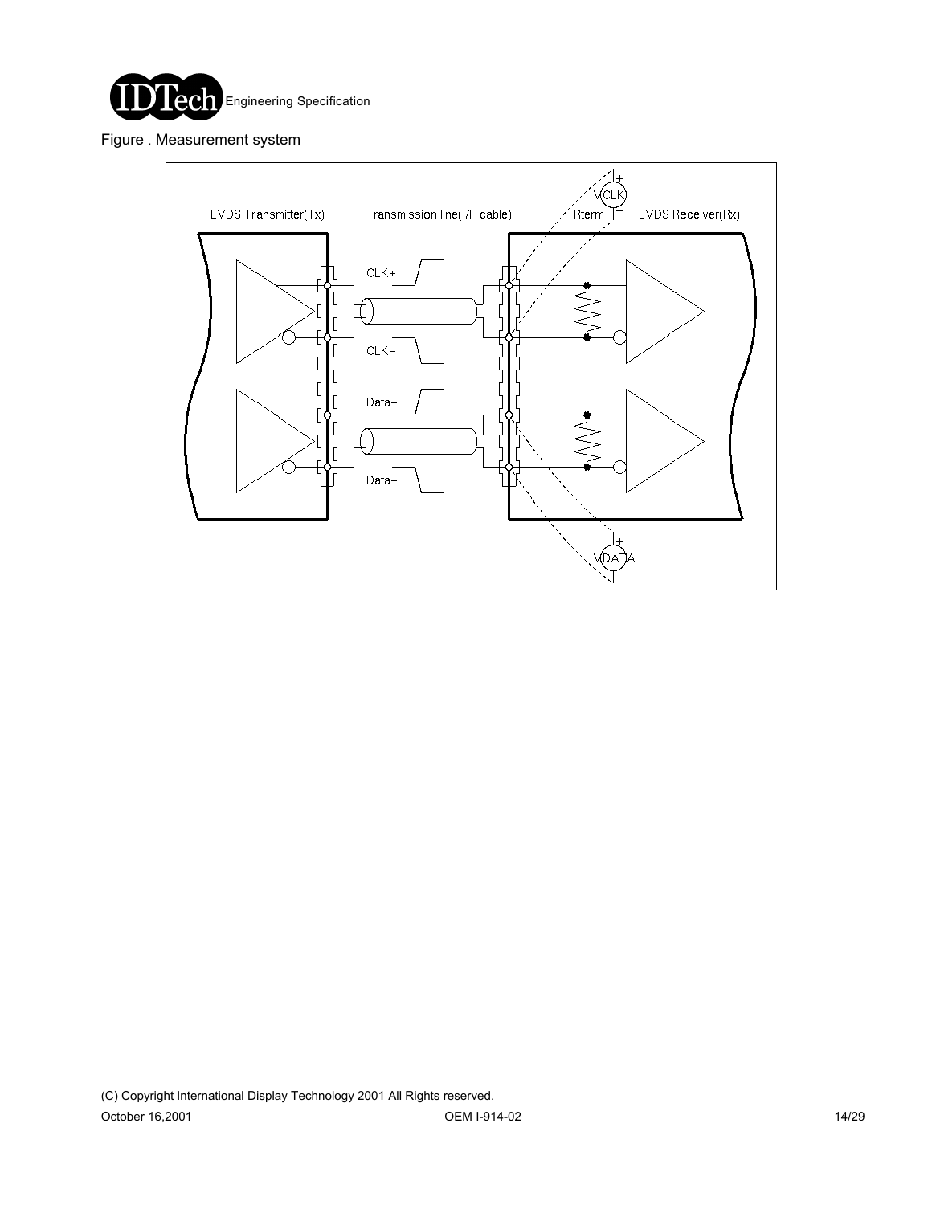Figure . Measurement system

LVDS Transmitter(Tx)

Transmission line(I/F cable)

Rterm

LVDS Receiver(Rx)

VCLK

CLK+

CLK−

Data+

Data−

VDATA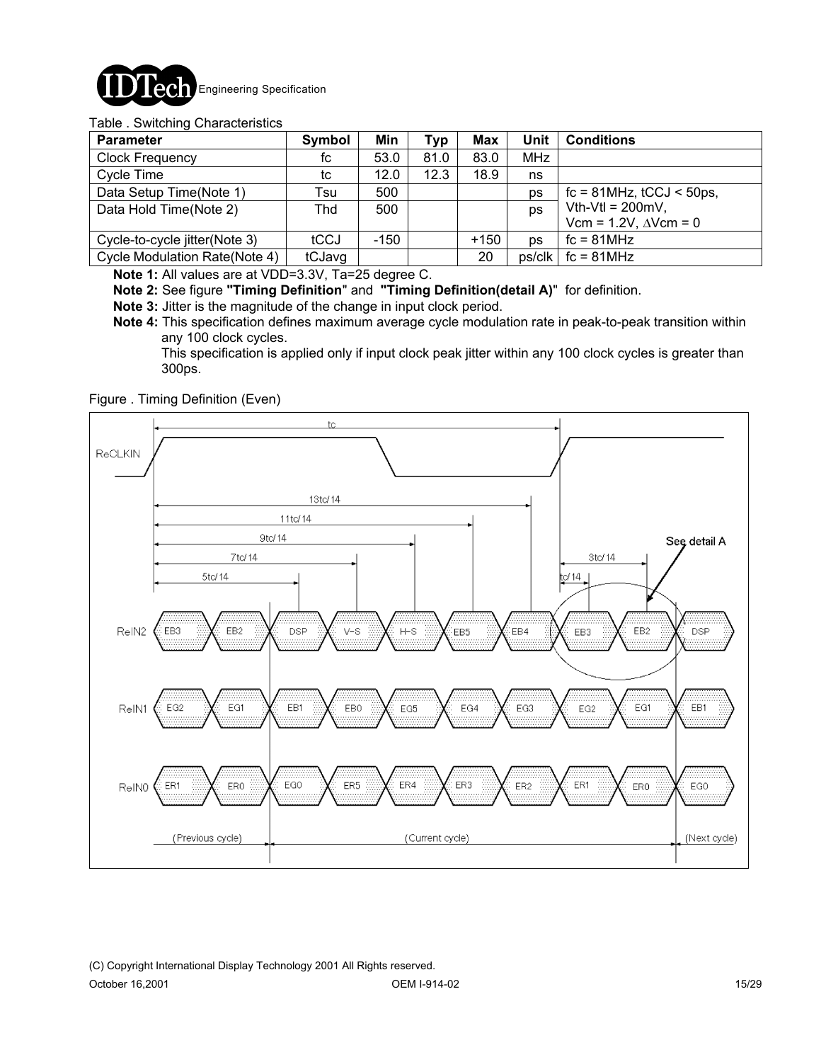Table . Switching Characteristics

| Parameter | Symbol | Min | Typ | Max | Unit | Conditions |
|---|---|---|---|---|---|---|
| Clock Frequency | fc | 53.0 | 81.0 | 83.0 | MHz | |
| Cycle Time | tc | 12.0 | 12.3 | 18.9 | ns | |
| Data Setup Time(Note 1) | Tsu | 500 | | | ps | fc = 81MHz, tCCJ < 50ps, |
| Data Hold Time(Note 2) | Thd | 500 | | | ps | Vth-Vtl = 200mV, Vcm = 1.2V, ∆Vcm = 0 |
| Cycle-to-cycle jitter(Note 3) | tCCJ | -150 | | +150 | ps | fc = 81MHz |
| Cycle Modulation Rate(Note 4) | tCJavg | | | 20 | ps/clk | fc = 81MHz |

**Note 1:** All values are at VDD=3.3V, Ta=25 degree C.

**Note 2:** See figure **"Timing Definition"** and **"Timing Definition(detail A)"** for definition.

**Note 3:** Jitter is the magnitude of the change in input clock period.

**Note 4:** This specification defines maximum average cycle modulation rate in peak-to-peak transition within any 100 clock cycles.
This specification is applied only if input clock peak jitter within any 100 clock cycles is greater than 300ps.

Figure . Timing Definition (Even)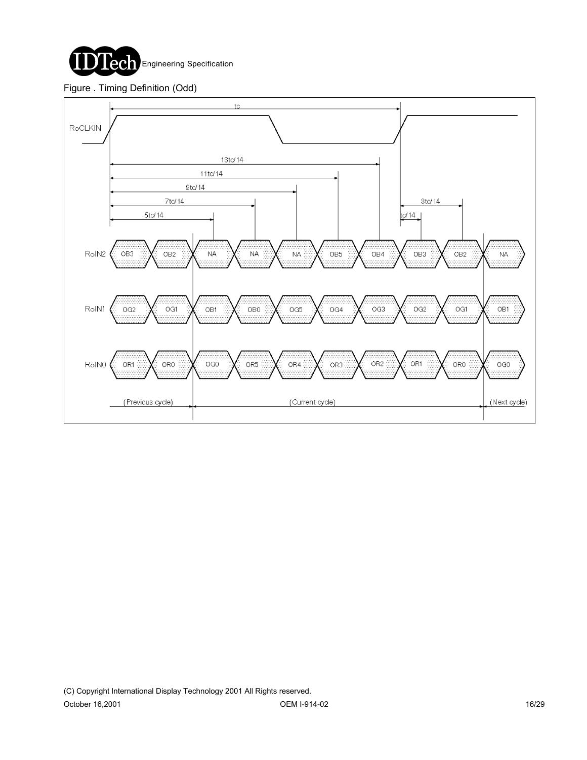Figure . Timing Definition (Odd)

| | (Previous cycle) | | (Current cycle) | | | | | | | (Next cycle) |
|---|---|---|---|---|---|---|---|---|---|---|
| RoIN2 | OB3 | OB2 | NA | NA | NA | OB5 | OB4 | OB3 | OB2 | NA |
| RoIN1 | OG2 | OG1 | OB1 | OB0 | OG5 | OG4 | OG3 | OG2 | OG1 | OB1 |
| RoIN0 | OR1 | OR0 | OG0 | OR5 | OR4 | OR3 | OR2 | OR1 | OR0 | OG0 |

RoCLKIN period: tc. Bit timing markers from rising edge: 5tc/14, 7tc/14, 9tc/14, 11tc/14, 13tc/14; from next rising edge: tc/14, 3tc/14.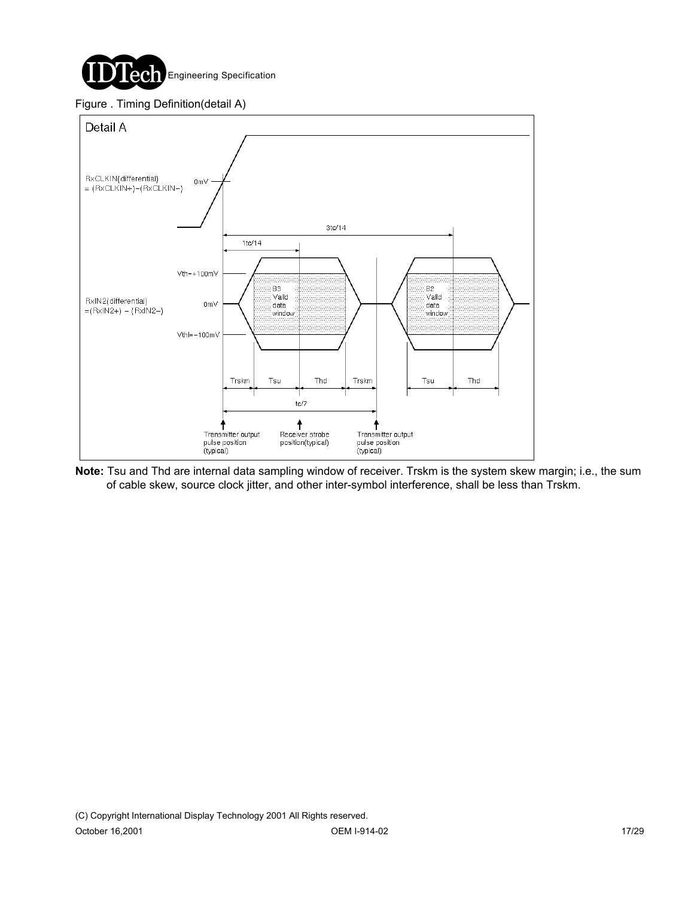Figure . Timing Definition(detail A)

**Note:** Tsu and Thd are internal data sampling window of receiver. Trskm is the system skew margin; i.e., the sum of cable skew, source clock jitter, and other inter-symbol interference, shall be less than Trskm.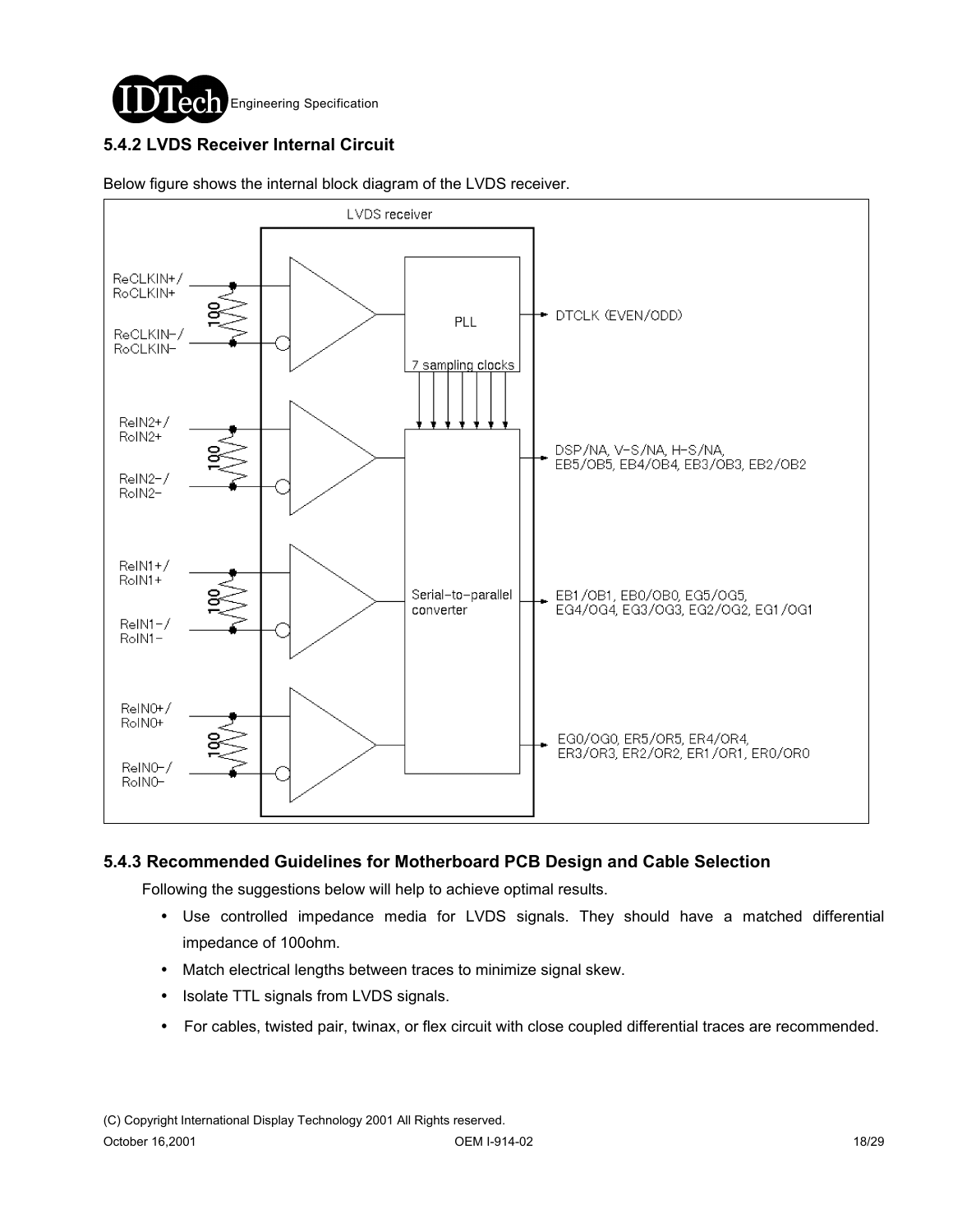### 5.4.2 LVDS Receiver Internal Circuit

Below figure shows the internal block diagram of the LVDS receiver.

LVDS receiver

ReCLKIN+/RoCLKIN+, ReCLKIN−/RoCLKIN−, 100, PLL, DTCLK (EVEN/ODD), 7 sampling clocks

ReIN2+/RoIN2+, ReIN2−/RoIN2−, 100, DSP/NA, V-S/NA, H-S/NA, EB5/OB5, EB4/OB4, EB3/OB3, EB2/OB2

ReIN1+/RoIN1+, ReIN1−/RoIN1−, 100, Serial-to-parallel converter, EB1/OB1, EB0/OB0, EG5/OG5, EG4/OG4, EG3/OG3, EG2/OG2, EG1/OG1

ReIN0+/RoIN0+, ReIN0−/RoIN0−, 100, EG0/OG0, ER5/OR5, ER4/OR4, ER3/OR3, ER2/OR2, ER1/OR1, ER0/OR0

### 5.4.3 Recommended Guidelines for Motherboard PCB Design and Cable Selection

Following the suggestions below will help to achieve optimal results.

- Use controlled impedance media for LVDS signals. They should have a matched differential impedance of 100ohm.
- Match electrical lengths between traces to minimize signal skew.
- Isolate TTL signals from LVDS signals.
- For cables, twisted pair, twinax, or flex circuit with close coupled differential traces are recommended.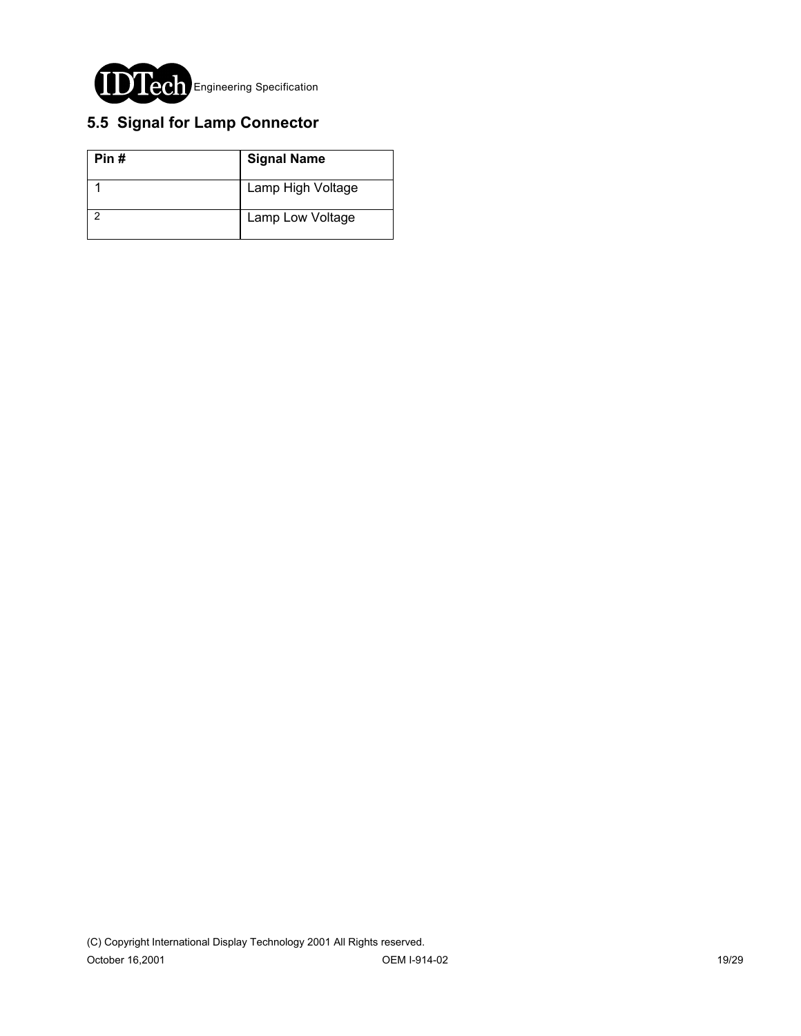## 5.5 Signal for Lamp Connector

| Pin # | Signal Name |
| --- | --- |
| 1 | Lamp High Voltage |
| 2 | Lamp Low Voltage |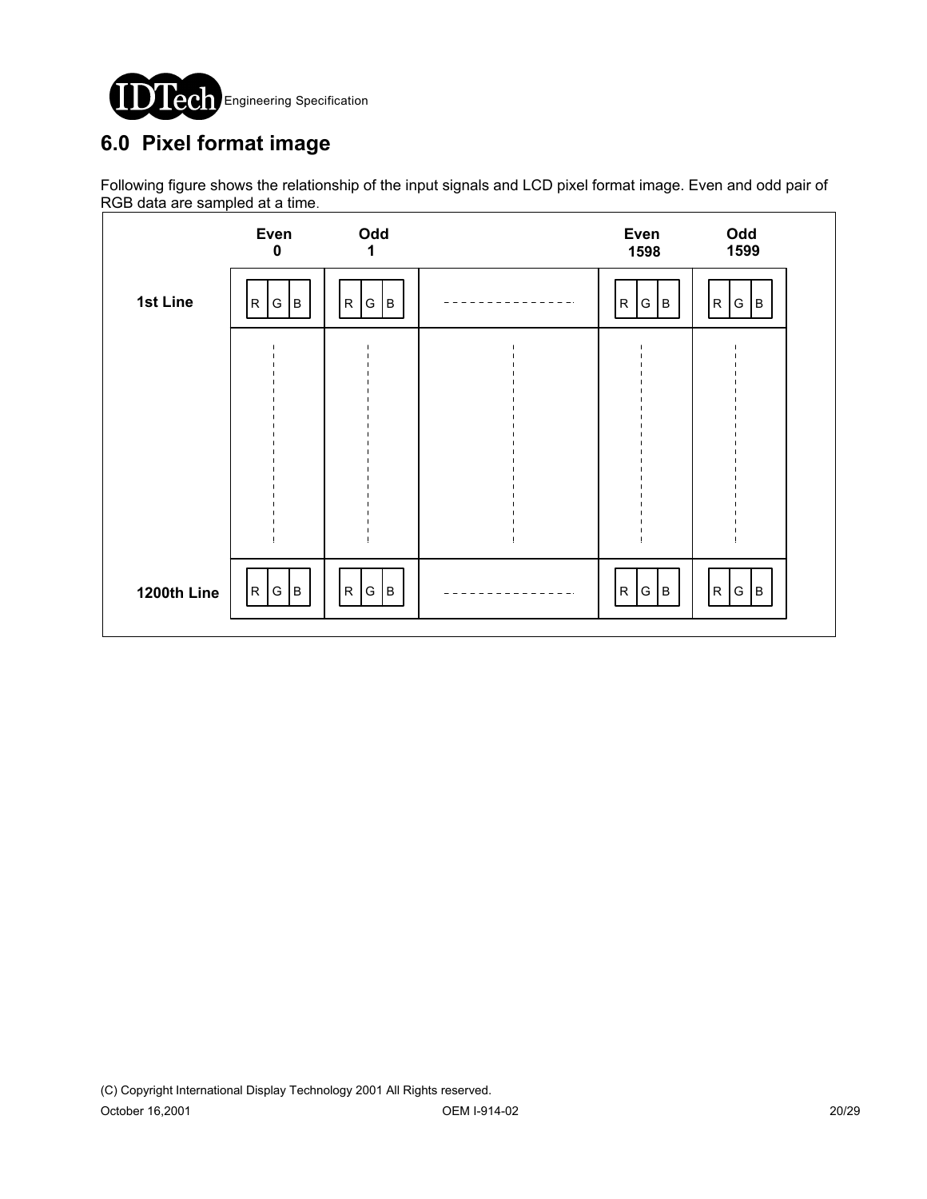## 6.0 Pixel format image

Following figure shows the relationship of the input signals and LCD pixel format image. Even and odd pair of RGB data are sampled at a time.

| | Even 0 | Odd 1 | | Even 1598 | Odd 1599 |
|---|---|---|---|---|---|
| 1st Line | R G B | R G B | - - - - - - - - | R G B | R G B |
| ⋮ | ⋮ | ⋮ | ⋮ | ⋮ | ⋮ |
| 1200th Line | R G B | R G B | - - - - - - - - | R G B | R G B |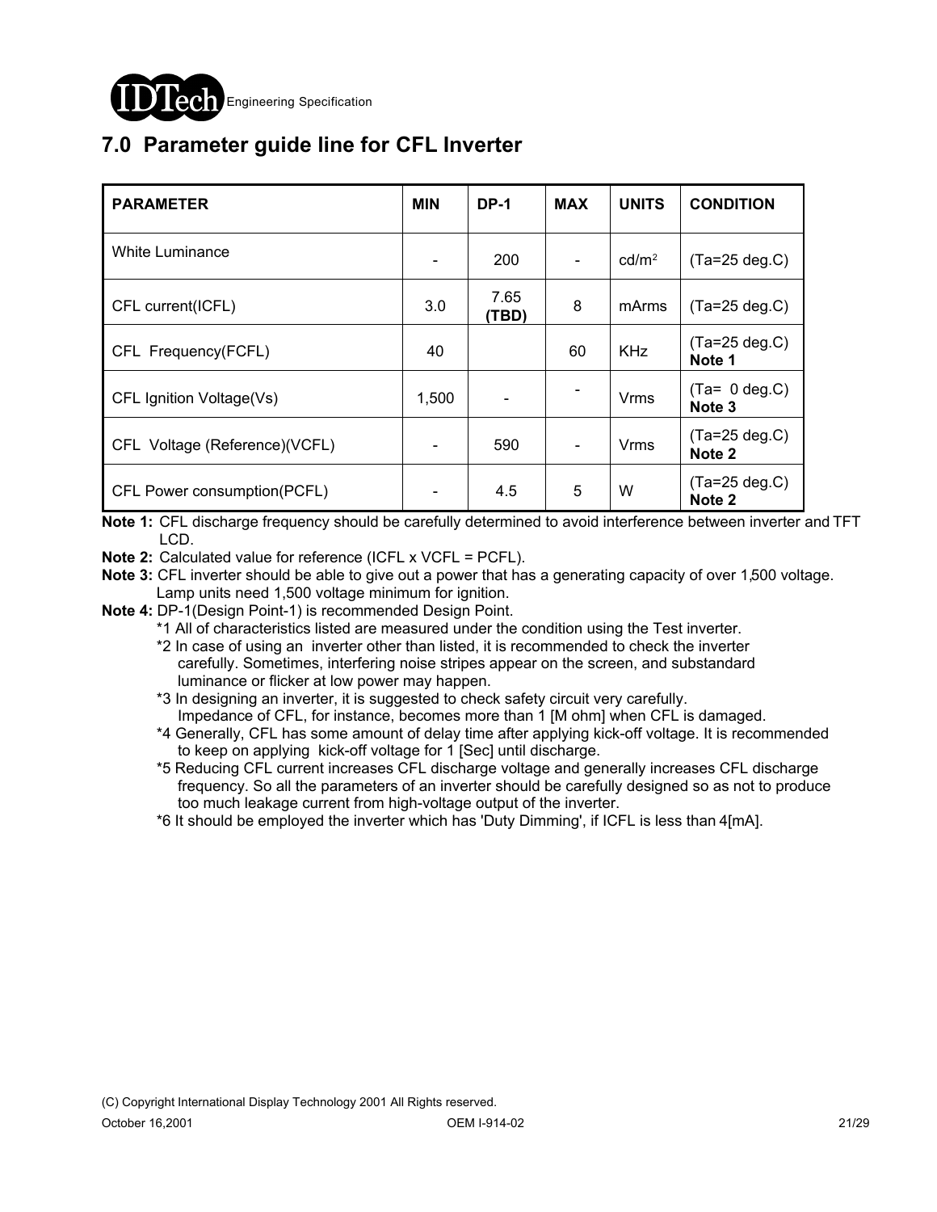# 7.0 Parameter guide line for CFL Inverter

| PARAMETER | MIN | DP-1 | MAX | UNITS | CONDITION |
|---|---|---|---|---|---|
| White Luminance | - | 200 | - | $cd/m^2$ | (Ta=25 deg.C) |
| CFL current(ICFL) | 3.0 | 7.65 **(TBD)** | 8 | mArms | (Ta=25 deg.C) |
| CFL Frequency(FCFL) | 40 | | 60 | KHz | (Ta=25 deg.C) **Note 1** |
| CFL Ignition Voltage(Vs) | 1,500 | - | - | Vrms | (Ta= 0 deg.C) **Note 3** |
| CFL Voltage (Reference)(VCFL) | - | 590 | - | Vrms | (Ta=25 deg.C) **Note 2** |
| CFL Power consumption(PCFL) | - | 4.5 | 5 | W | (Ta=25 deg.C) **Note 2** |

**Note 1:** CFL discharge frequency should be carefully determined to avoid interference between inverter and TFT LCD.

**Note 2:** Calculated value for reference (ICFL x VCFL = PCFL).

**Note 3:** CFL inverter should be able to give out a power that has a generating capacity of over 1,500 voltage. Lamp units need 1,500 voltage minimum for ignition.

**Note 4:** DP-1(Design Point-1) is recommended Design Point.

*1 All of characteristics listed are measured under the condition using the Test inverter.

*2 In case of using an inverter other than listed, it is recommended to check the inverter carefully. Sometimes, interfering noise stripes appear on the screen, and substandard luminance or flicker at low power may happen.

*3 In designing an inverter, it is suggested to check safety circuit very carefully. Impedance of CFL, for instance, becomes more than 1 [M ohm] when CFL is damaged.

*4 Generally, CFL has some amount of delay time after applying kick-off voltage. It is recommended to keep on applying kick-off voltage for 1 [Sec] until discharge.

*5 Reducing CFL current increases CFL discharge voltage and generally increases CFL discharge frequency. So all the parameters of an inverter should be carefully designed so as not to produce too much leakage current from high-voltage output of the inverter.

*6 It should be employed the inverter which has 'Duty Dimming', if ICFL is less than 4[mA].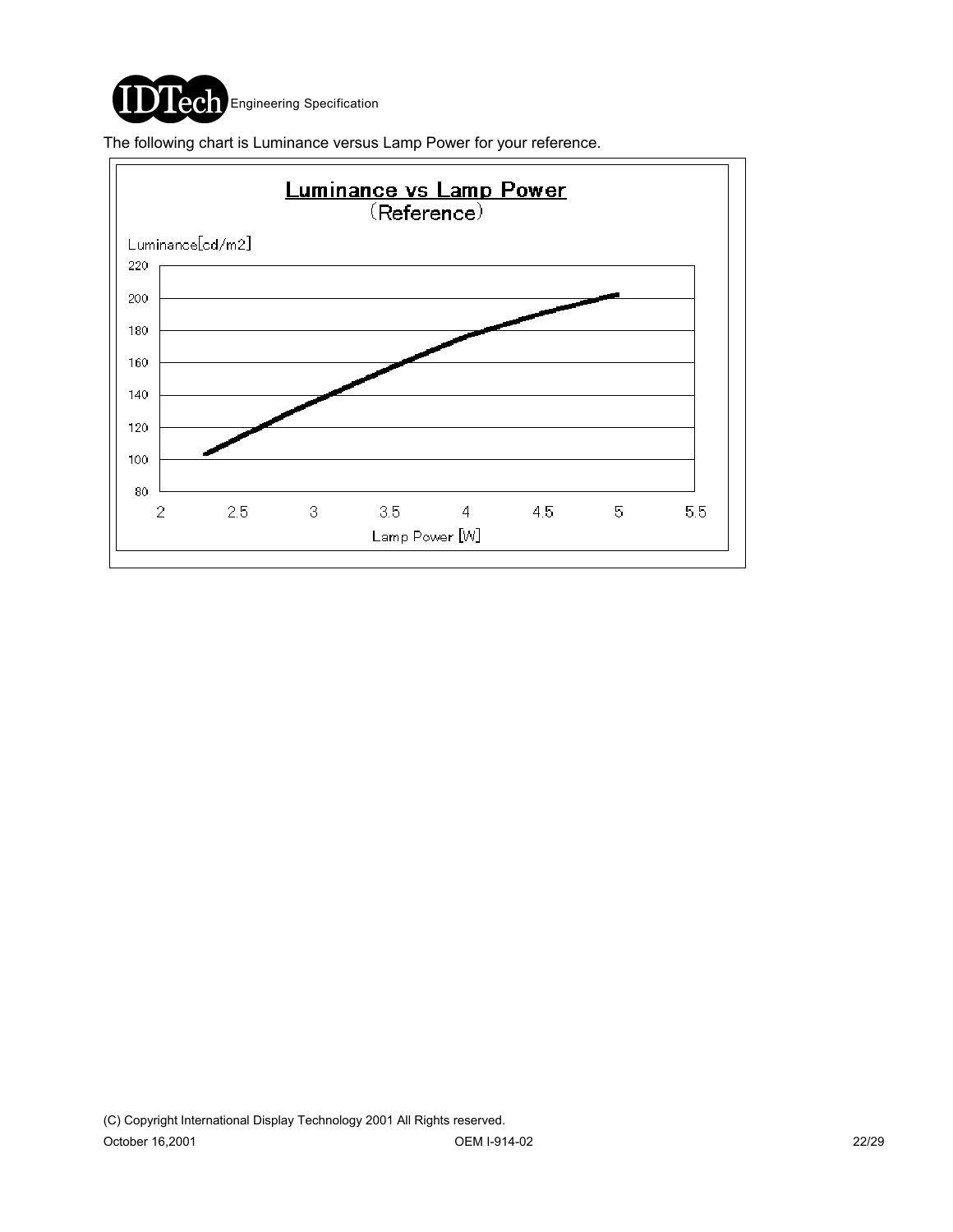The following chart is Luminance versus Lamp Power for your reference.

**Luminance vs Lamp Power**
(Reference)

Luminance[cd/m2]

220
200
180
160
140
120
100
80

2 2.5 3 3.5 4 4.5 5 5.5

Lamp Power [W]

(C) Copyright International Display Technology 2001 All Rights reserved.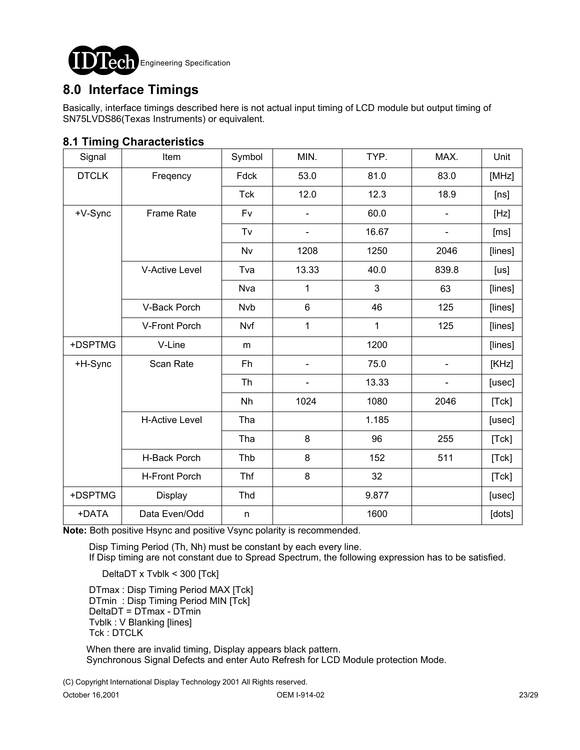## 8.0 Interface Timings

Basically, interface timings described here is not actual input timing of LCD module but output timing of SN75LVDS86(Texas Instruments) or equivalent.

### 8.1 Timing Characteristics

| Signal | Item | Symbol | MIN. | TYP. | MAX. | Unit |
|---|---|---|---|---|---|---|
| DTCLK | Freqency | Fdck | 53.0 | 81.0 | 83.0 | [MHz] |
| | | Tck | 12.0 | 12.3 | 18.9 | [ns] |
| +V-Sync | Frame Rate | Fv | - | 60.0 | - | [Hz] |
| | | Tv | - | 16.67 | - | [ms] |
| | | Nv | 1208 | 1250 | 2046 | [lines] |
| | V-Active Level | Tva | 13.33 | 40.0 | 839.8 | [us] |
| | | Nva | 1 | 3 | 63 | [lines] |
| | V-Back Porch | Nvb | 6 | 46 | 125 | [lines] |
| | V-Front Porch | Nvf | 1 | 1 | 125 | [lines] |
| +DSPTMG | V-Line | m | | 1200 | | [lines] |
| +H-Sync | Scan Rate | Fh | - | 75.0 | - | [KHz] |
| | | Th | - | 13.33 | - | [usec] |
| | | Nh | 1024 | 1080 | 2046 | [Tck] |
| | H-Active Level | Tha | | 1.185 | | [usec] |
| | | Tha | 8 | 96 | 255 | [Tck] |
| | H-Back Porch | Thb | 8 | 152 | 511 | [Tck] |
| | H-Front Porch | Thf | 8 | 32 | | [Tck] |
| +DSPTMG | Display | Thd | | 9.877 | | [usec] |
| +DATA | Data Even/Odd | n | | 1600 | | [dots] |

**Note:** Both positive Hsync and positive Vsync polarity is recommended.

Disp Timing Period (Th, Nh) must be constant by each every line.
If Disp timing are not constant due to Spread Spectrum, the following expression has to be satisfied.

DeltaDT x Tvblk < 300 [Tck]

DTmax : Disp Timing Period MAX [Tck]
DTmin : Disp Timing Period MIN [Tck]
DeltaDT = DTmax - DTmin
Tvblk : V Blanking [lines]
Tck : DTCLK

When there are invalid timing, Display appears black pattern.
Synchronous Signal Defects and enter Auto Refresh for LCD Module protection Mode.

(C) Copyright International Display Technology 2001 All Rights reserved.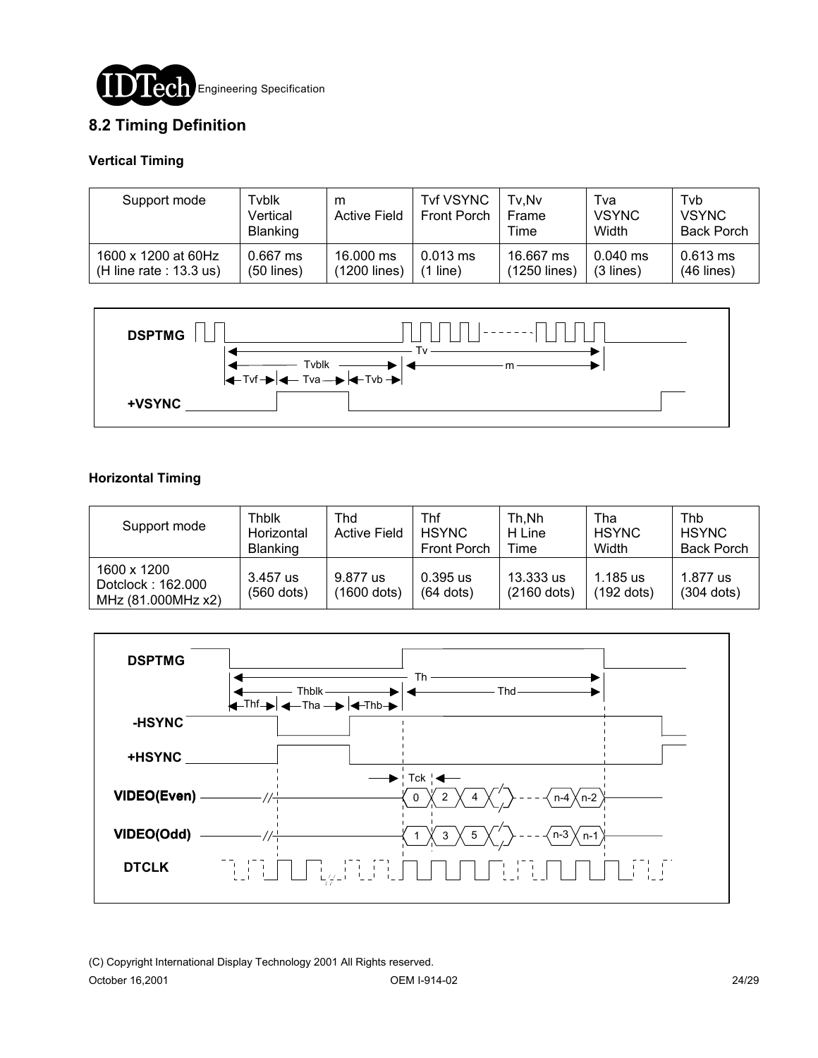## 8.2 Timing Definition

### Vertical Timing

| Support mode | Tvblk Vertical Blanking | m Active Field | Tvf VSYNC Front Porch | Tv,Nv Frame Time | Tva VSYNC Width | Tvb VSYNC Back Porch |
|---|---|---|---|---|---|---|
| 1600 x 1200 at 60Hz (H line rate : 13.3 us) | 0.667 ms (50 lines) | 16.000 ms (1200 lines) | 0.013 ms (1 line) | 16.667 ms (1250 lines) | 0.040 ms (3 lines) | 0.613 ms (46 lines) |

### Horizontal Timing

| Support mode | Thblk Horizontal Blanking | Thd Active Field | Thf HSYNC Front Porch | Th,Nh H Line Time | Tha HSYNC Width | Thb HSYNC Back Porch |
|---|---|---|---|---|---|---|
| 1600 x 1200 Dotclock : 162.000 MHz (81.000MHz x2) | 3.457 us (560 dots) | 9.877 us (1600 dots) | 0.395 us (64 dots) | 13.333 us (2160 dots) | 1.185 us (192 dots) | 1.877 us (304 dots) |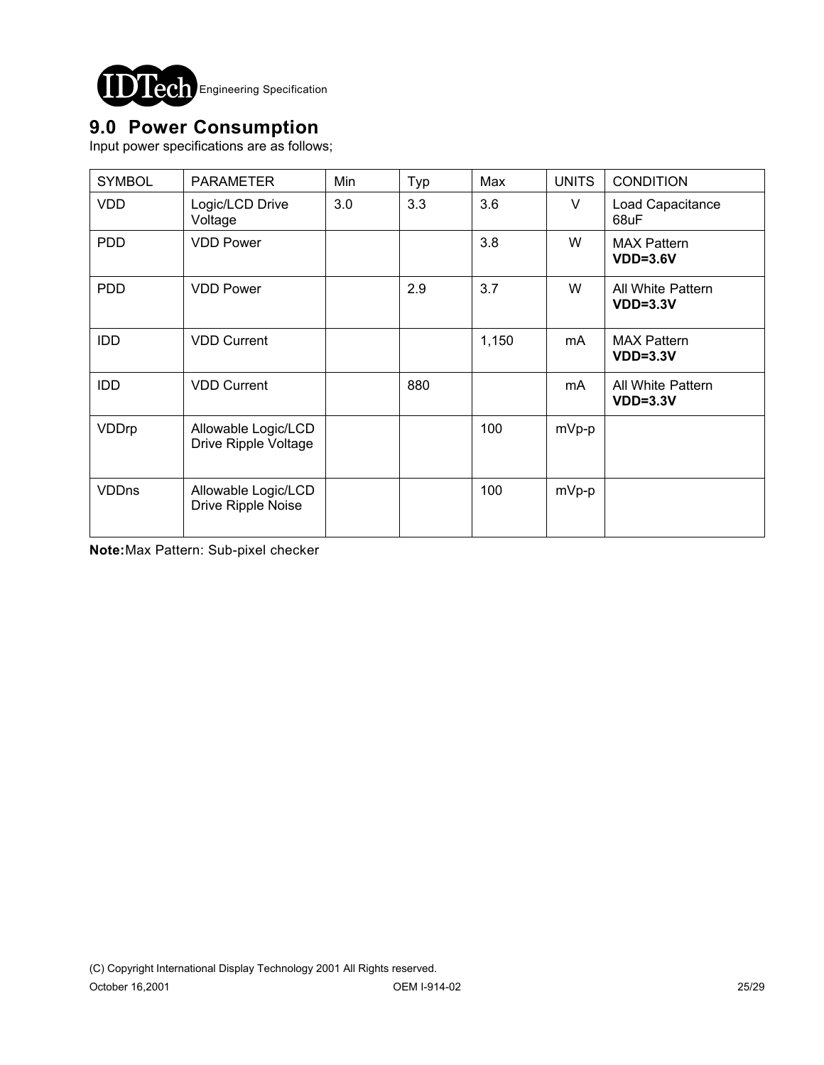## 9.0 Power Consumption

Input power specifications are as follows;

| SYMBOL | PARAMETER | Min | Typ | Max | UNITS | CONDITION |
|---|---|---|---|---|---|---|
| VDD | Logic/LCD Drive Voltage | 3.0 | 3.3 | 3.6 | V | Load Capacitance 68uF |
| PDD | VDD Power | | | 3.8 | W | MAX Pattern **VDD=3.6V** |
| PDD | VDD Power | | 2.9 | 3.7 | W | All White Pattern **VDD=3.3V** |
| IDD | VDD Current | | | 1,150 | mA | MAX Pattern **VDD=3.3V** |
| IDD | VDD Current | | 880 | | mA | All White Pattern **VDD=3.3V** |
| VDDrp | Allowable Logic/LCD Drive Ripple Voltage | | | 100 | mVp-p | |
| VDDns | Allowable Logic/LCD Drive Ripple Noise | | | 100 | mVp-p | |

**Note:** Max Pattern: Sub-pixel checker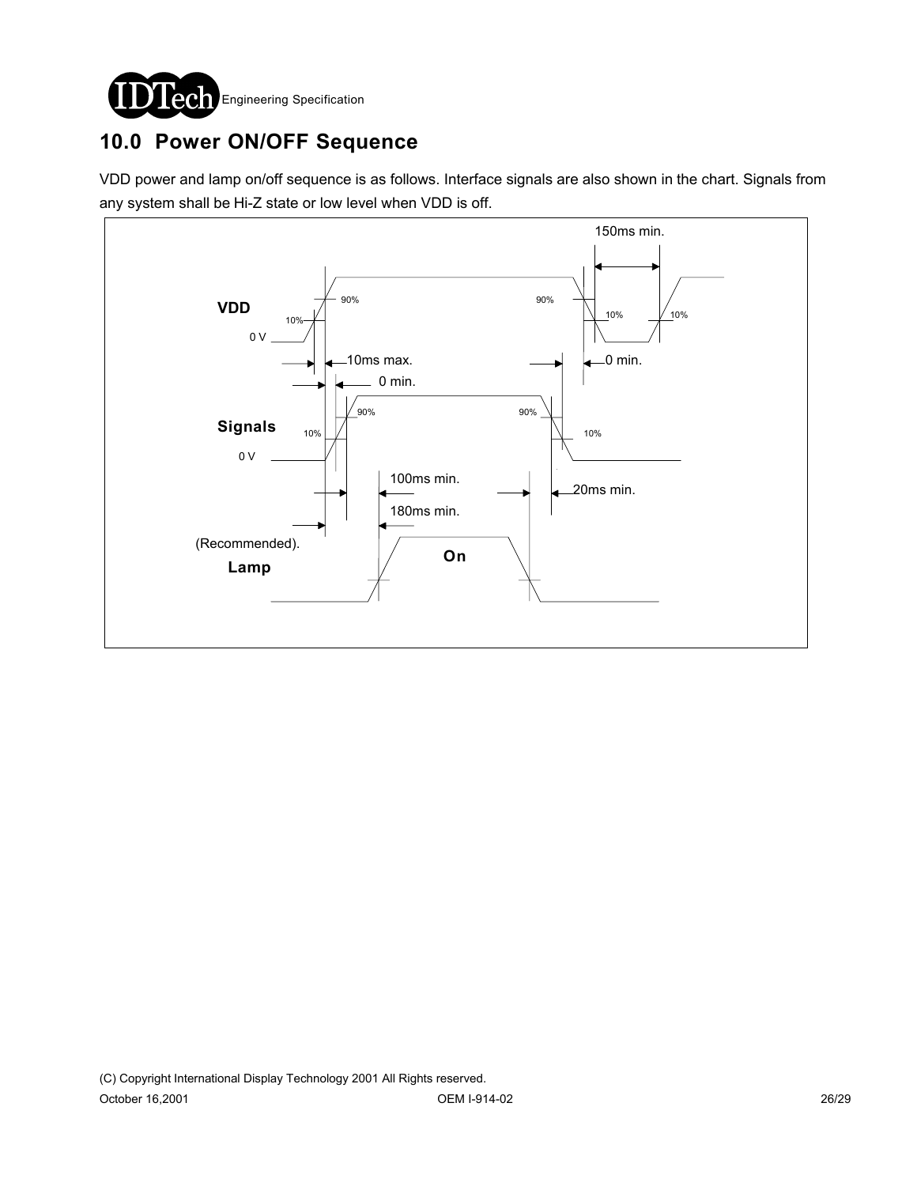# 10.0 Power ON/OFF Sequence

VDD power and lamp on/off sequence is as follows. Interface signals are also shown in the chart. Signals from any system shall be Hi-Z state or low level when VDD is off.

150ms min.

VDD

90%

90%

10%

10%

10%

0 V

10ms max.

0 min.

0 min.

Signals

90%

90%

10%

10%

0 V

100ms min.

20ms min.

180ms min.

(Recommended).

Lamp

On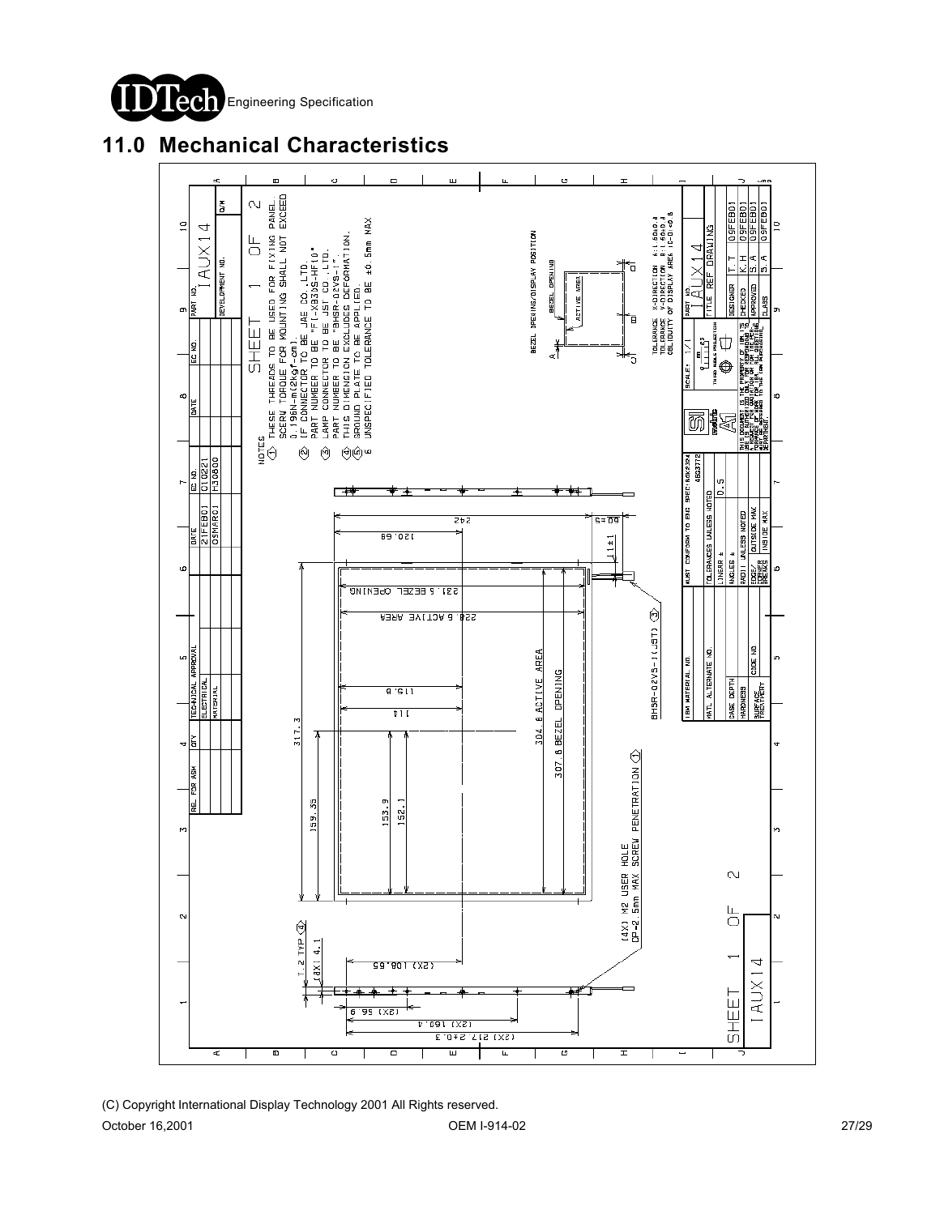# 11.0 Mechanical Characteristics

NOTES

1. THESE THREADS TO BE USED FOR FIXING PANEL. SCREW TORQUE FOR MOUNTING SHALL NOT EXCEED 0.196N-m(2kgf-cm)
2. IF CONNECTOR TO BE JAE CO.,LTD. PART NUMBER TO BE "FI-XB30S-HF10"
3. LAMP CONNECTOR TO BE JST CO.,LTD. PART NUMBER TO BE "BHSR-02VS-1".
4. THIS DIMENSION EXCLUDES DEFORMATION.
5. GROUND PLATE TO BE APPLIED.
6. UNSPECIFIED TOLERANCE TO BE ±0.5mm MAX

SHEET 1 OF 2

IAUX14

TOLERANCE X-DIRECTION A:1.60±0.4
TOLERANCE Y-DIRECTION B:1.60±0.4
OBLIQUITY OF DISPLAY AREA |C-D|<0.8

BEZEL OPENING/DISPLAY POSITION

317.3
242
120.69
231.5 BEZEL OPENING
228.6 ACTIVE AREA
304.6 ACTIVE AREA
307.8 BEZEL OPENING
159.35
153.9
152.1
115.6
114
11±1
60±5
(2X) 108.65
(2X) 56.9
(2X) 160.4
(2X) 217.2±0.3
(8X) 4.1
T.2 TYP
BHSR-02VS-1(JST)
(4X) M2 USER HOLE DP=2.5mm MAX SCREW PENETRATION

| DATE | EC NO. |
| --- | --- |
| 21FEB01 | C10221 |
| 05MAR01 | H30600 |

| DESIGNER | T.T | 05FEB01 |
| --- | --- | --- |
| CHECKED | K.H | 05FEB01 |
| APPROVED | S.A | 05FEB01 |
| CLASS | S.A | 05FEB01 |

TITLE REF DRAWING
SCALE: 1/1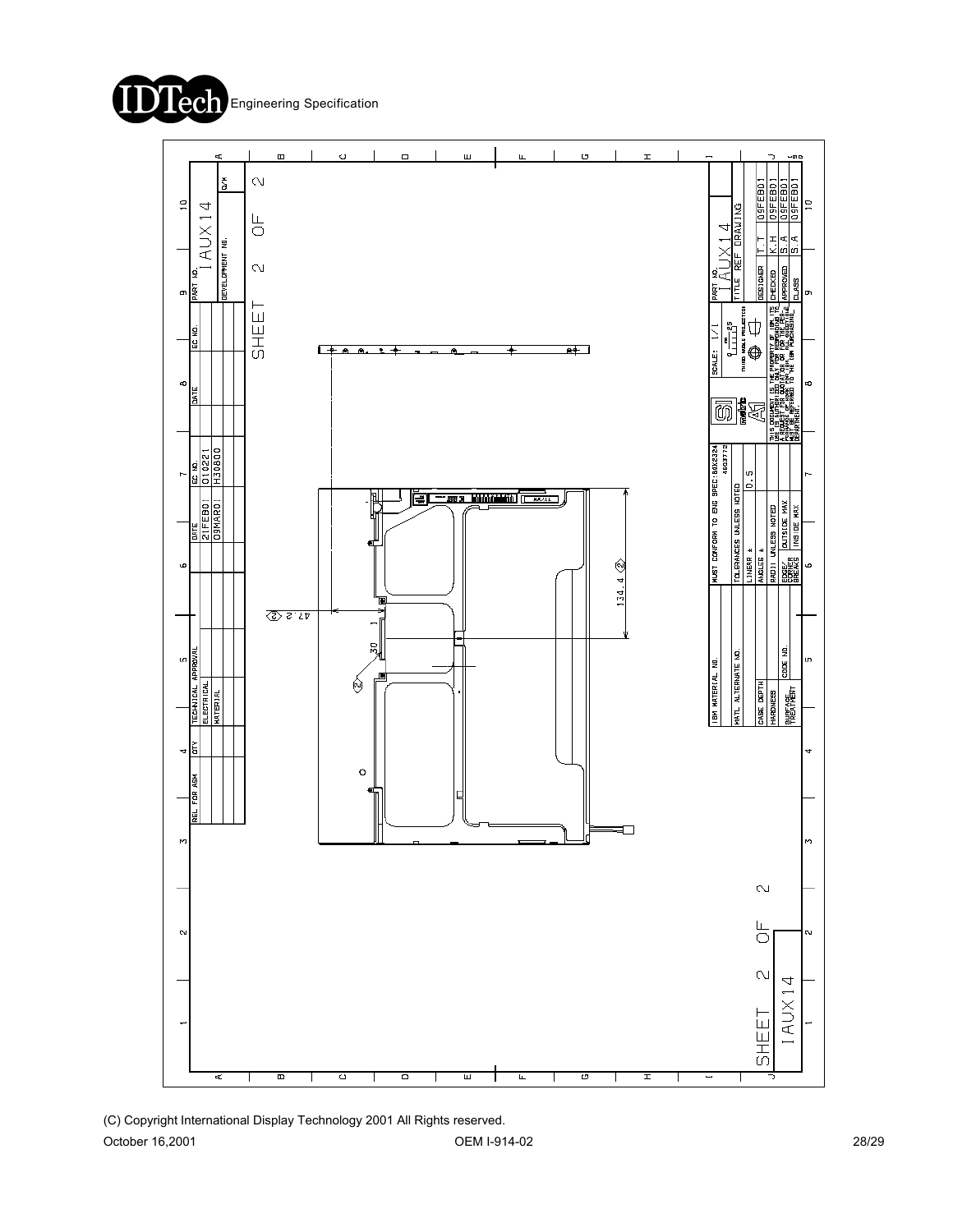| PART NO. | 1AUX14 |
| --- | --- |
| DEVELOPMENT NO. | |

| REL FOR ASM | QTY | TECHNICAL APPROVAL | DATE | EC NO. | DATE | EC NO. |
| --- | --- | --- | --- | --- | --- | --- |
| | | ELECTRICAL | 21FEB01 | 010221 | | |
| | | MATERIAL | 09MAR01 | H30800 | | |

SHEET 2 OF 2

47.2 ⟨2⟩

30

1

⟨2⟩

134.4 ⟨2⟩

| IBM MATERIAL NO. | MUST CONFORM TO ENG SPEC: 80X2324 46G3772 | SCALE: 1/1 | PART NO. 1AUX14 |
| --- | --- | --- | --- |
| MATL. ALTERNATE NO. | TOLERANCES UNLESS NOTED | THIRD ANGLE PROJECTION | TITLE REF DRAWING |
| CASE DEPTH | LINEAR ± 0.5 | | DESIGNER T.T 09FEB01 |
| HARDNESS | ANGLES ± | | CHECKED K.H 09FEB01 |
| SURFACE TREATMENT | RADII UNLESS NOTED | | APPROVED S.A 09FEB01 |
| CODE NO. | EDGE/CORNER BREAKS OUTSIDE MAX / INSIDE MAX | | APPROVED S.A 09FEB01 |
| | | | CLASS |

THIS DOCUMENT IS THE PROPERTY OF IBM. ITS USE IS AUTHORIZED ONLY FOR RESPONDING TO A REQUEST FOR QUOTATION OR FOR THE MANUFACTURE OF PARTS FOR IBM. ALL QUESTIONS MUST BE REFERRED TO THE IBM PURCHASING DEPARTMENT.

SHEET 2 OF 2

1AUX14

(C) Copyright International Display Technology 2001 All Rights reserved.

October 16,2001 OEM I-914-02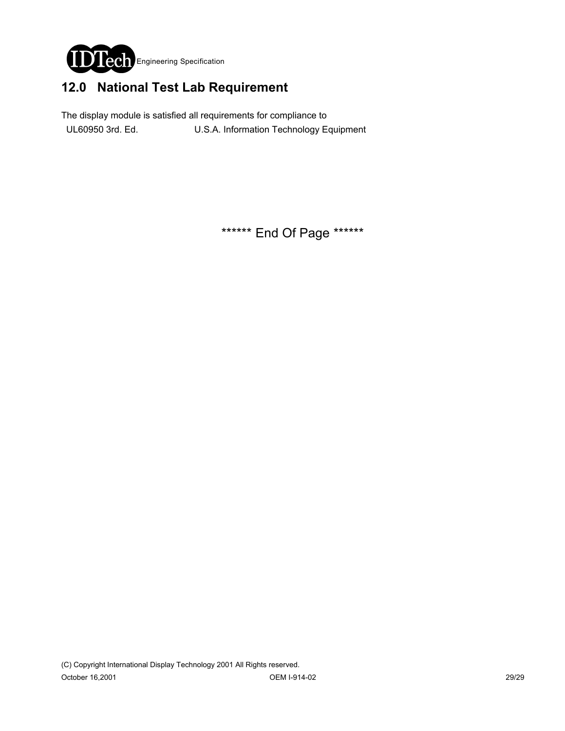## 12.0 National Test Lab Requirement

The display module is satisfied all requirements for compliance to

| | |
|---|---|
| UL60950 3rd. Ed. | U.S.A. Information Technology Equipment |

****** End Of Page ******

(C) Copyright International Display Technology 2001 All Rights reserved.